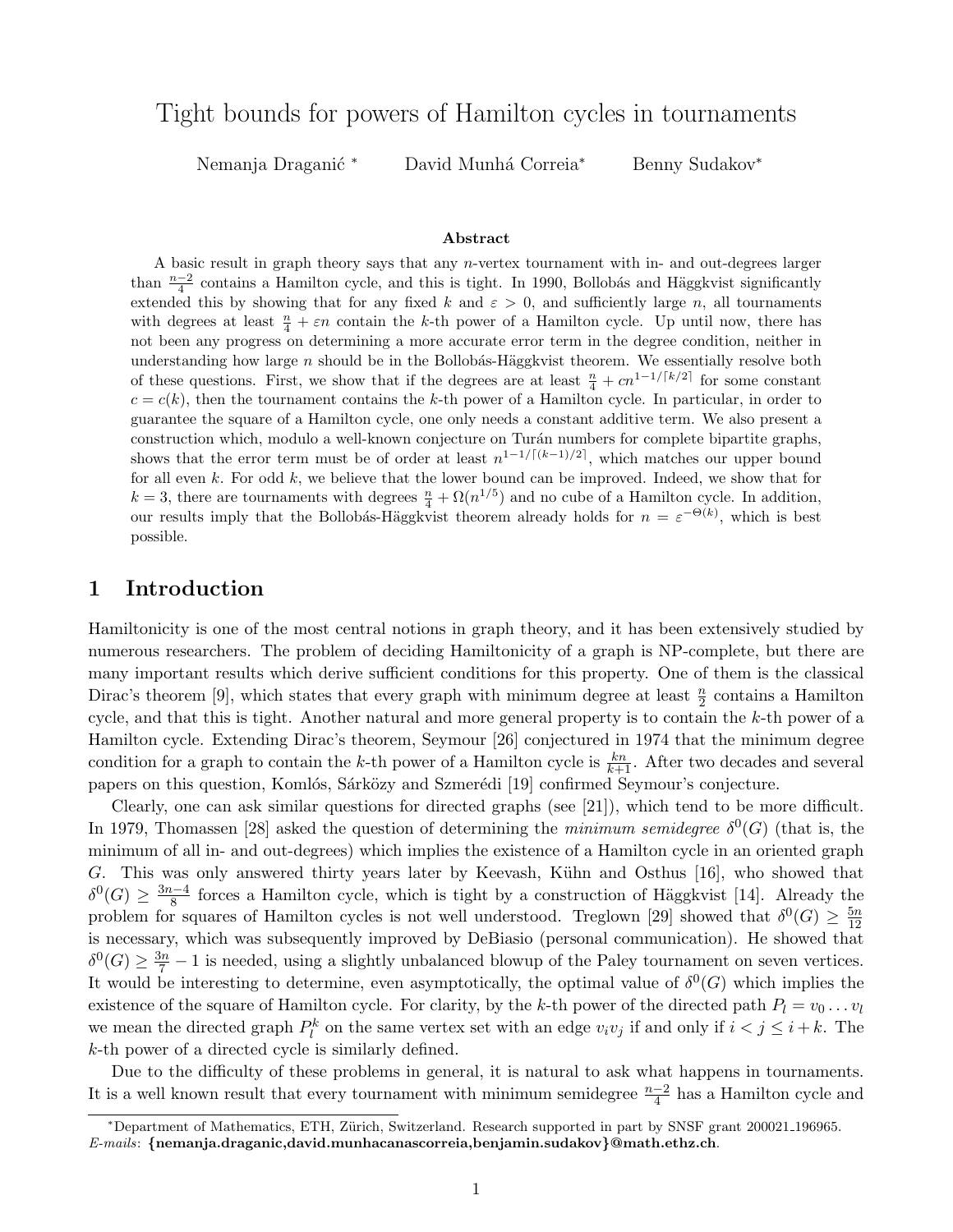# Tight bounds for powers of Hamilton cycles in tournaments

Nemanja Draganić [*] David Munhá Correia[*] Benny Sudakov[*]

### Abstract

A basic result in graph theory says that any $n$-vertex tournament with in- and out-degrees larger than $\frac{n-2}{4}$ contains a Hamilton cycle, and this is tight. In 1990, Bollobás and Häggkvist significantly extended this by showing that for any fixed $k$ and $\varepsilon > 0$, and sufficiently large $n$, all tournaments with degrees at least $\frac{n}{4} + \varepsilon n$ contain the $k$-th power of a Hamilton cycle. Up until now, there has not been any progress on determining a more accurate error term in the degree condition, neither in understanding how large $n$ should be in the Bollobás-Häggkvist theorem. We essentially resolve both of these questions. First, we show that if the degrees are at least $\frac{n}{4} + cn^{1-1/\lceil k/2 \rceil}$ for some constant $c = c(k)$, then the tournament contains the $k$-th power of a Hamilton cycle. In particular, in order to guarantee the square of a Hamilton cycle, one only needs a constant additive term. We also present a construction which, modulo a well-known conjecture on Turán numbers for complete bipartite graphs, shows that the error term must be of order at least $n^{1-1/\lceil (k-1)/2 \rceil}$, which matches our upper bound for all even $k$. For odd $k$, we believe that the lower bound can be improved. Indeed, we show that for $k = 3$, there are tournaments with degrees $\frac{n}{4} + \Omega(n^{1/5})$ and no cube of a Hamilton cycle. In addition, our results imply that the Bollobás-Häggkvist theorem already holds for $n = \varepsilon^{-\Theta(k)}$, which is best possible.

## 1 Introduction

Hamiltonicity is one of the most central notions in graph theory, and it has been extensively studied by numerous researchers. The problem of deciding Hamiltonicity of a graph is NP-complete, but there are many important results which derive sufficient conditions for this property. One of them is the classical Dirac's theorem [9], which states that every graph with minimum degree at least $\frac{n}{2}$ contains a Hamilton cycle, and that this is tight. Another natural and more general property is to contain the $k$-th power of a Hamilton cycle. Extending Dirac's theorem, Seymour [26] conjectured in 1974 that the minimum degree condition for a graph to contain the $k$-th power of a Hamilton cycle is $\frac{kn}{k+1}$. After two decades and several papers on this question, Komlós, Sárközy and Szemerédi [19] confirmed Seymour's conjecture.

Clearly, one can ask similar questions for directed graphs (see [21]), which tend to be more difficult. In 1979, Thomassen [28] asked the question of determining the *minimum semidegree* $\delta^0(G)$ (that is, the minimum of all in- and out-degrees) which implies the existence of a Hamilton cycle in an oriented graph $G$. This was only answered thirty years later by Keevash, Kühn and Osthus [16], who showed that $\delta^0(G) \geq \frac{3n-4}{8}$ forces a Hamilton cycle, which is tight by a construction of Häggkvist [14]. Already the problem for squares of Hamilton cycles is not well understood. Treglown [29] showed that $\delta^0(G) \geq \frac{5n}{12}$ is necessary, which was subsequently improved by DeBiasio (personal communication). He showed that $\delta^0(G) \geq \frac{3n}{7} - 1$ is needed, using a slightly unbalanced blowup of the Paley tournament on seven vertices. It would be interesting to determine, even asymptotically, the optimal value of $\delta^0(G)$ which implies the existence of the square of Hamilton cycle. For clarity, by the $k$-th power of the directed path $P_l = v_0 \dots v_l$ we mean the directed graph $P_l^k$ on the same vertex set with an edge $v_iv_j$ if and only if $i < j \leq i + k$. The $k$-th power of a directed cycle is similarly defined.

Due to the difficulty of these problems in general, it is natural to ask what happens in tournaments. It is a well known result that every tournament with minimum semidegree $\frac{n-2}{4}$ has a Hamilton cycle and

[*]Department of Mathematics, ETH, Zürich, Switzerland. Research supported in part by SNSF grant 200021_196965. *E-mails*: **{nemanja.draganic,david.munhacanascorreia,benjamin.sudakov}@math.ethz.ch**.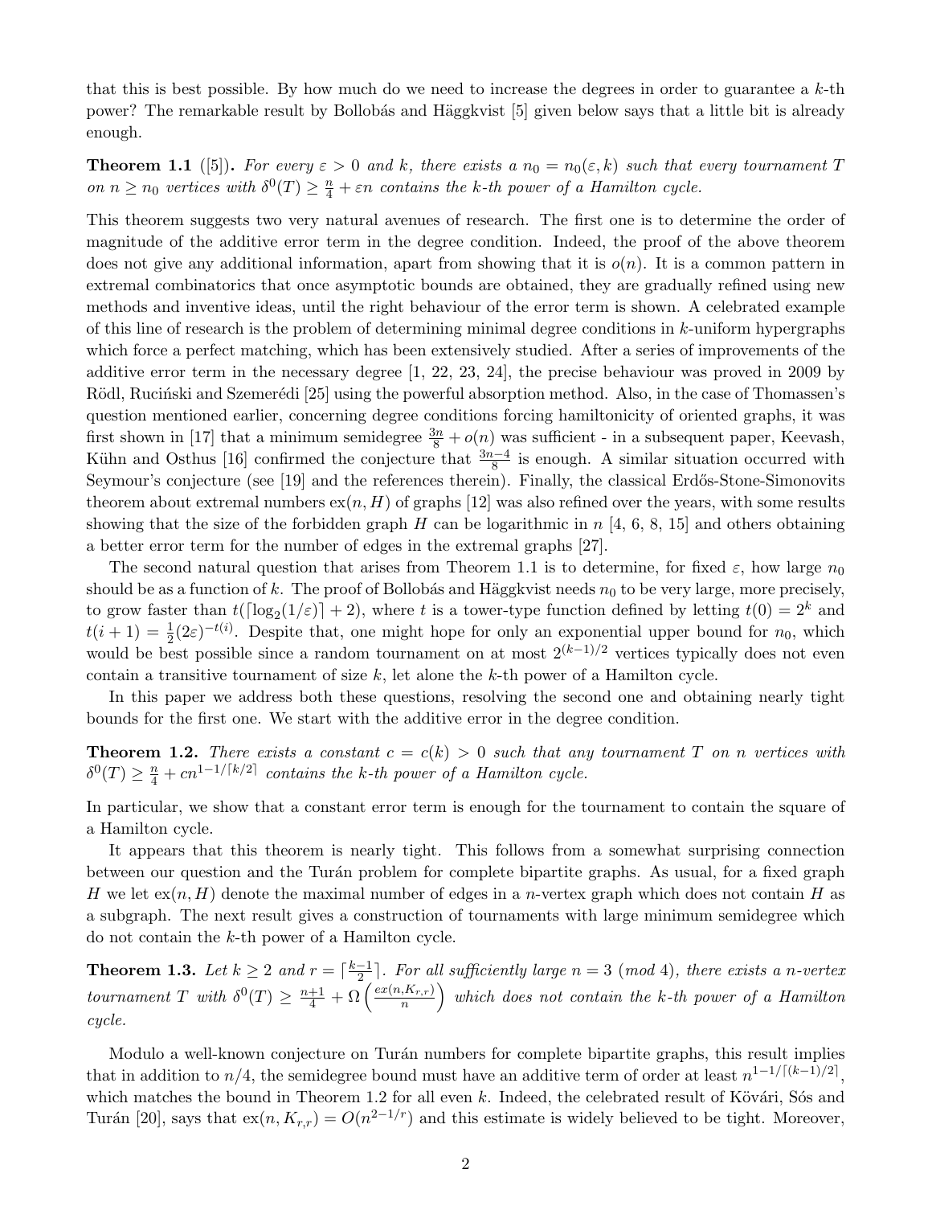that this is best possible. By how much do we need to increase the degrees in order to guarantee a $k$-th power? The remarkable result by Bollobás and Häggkvist [5] given below says that a little bit is already enough.

**Theorem 1.1** ([5]). *For every $\varepsilon > 0$ and $k$, there exists a $n_0 = n_0(\varepsilon, k)$ such that every tournament $T$ on $n \geq n_0$ vertices with $\delta^0(T) \geq \frac{n}{4} + \varepsilon n$ contains the $k$-th power of a Hamilton cycle.*

This theorem suggests two very natural avenues of research. The first one is to determine the order of magnitude of the additive error term in the degree condition. Indeed, the proof of the above theorem does not give any additional information, apart from showing that it is $o(n)$. It is a common pattern in extremal combinatorics that once asymptotic bounds are obtained, they are gradually refined using new methods and inventive ideas, until the right behaviour of the error term is shown. A celebrated example of this line of research is the problem of determining minimal degree conditions in $k$-uniform hypergraphs which force a perfect matching, which has been extensively studied. After a series of improvements of the additive error term in the necessary degree [1, 22, 23, 24], the precise behaviour was proved in 2009 by Rödl, Ruciński and Szemerédi [25] using the powerful absorption method. Also, in the case of Thomassen's question mentioned earlier, concerning degree conditions forcing hamiltonicity of oriented graphs, it was first shown in [17] that a minimum semidegree $\frac{3n}{8} + o(n)$ was sufficient - in a subsequent paper, Keevash, Kühn and Osthus [16] confirmed the conjecture that $\frac{3n-4}{8}$ is enough. A similar situation occurred with Seymour's conjecture (see [19] and the references therein). Finally, the classical Erdős-Stone-Simonovits theorem about extremal numbers $\text{ex}(n, H)$ of graphs [12] was also refined over the years, with some results showing that the size of the forbidden graph $H$ can be logarithmic in $n$ [4, 6, 8, 15] and others obtaining a better error term for the number of edges in the extremal graphs [27].

The second natural question that arises from Theorem 1.1 is to determine, for fixed $\varepsilon$, how large $n_0$ should be as a function of $k$. The proof of Bollobás and Häggkvist needs $n_0$ to be very large, more precisely, to grow faster than $t(\lceil \log_2(1/\varepsilon) \rceil + 2)$, where $t$ is a tower-type function defined by letting $t(0) = 2^k$ and $t(i+1) = \frac{1}{2}(2\varepsilon)^{-t(i)}$. Despite that, one might hope for only an exponential upper bound for $n_0$, which would be best possible since a random tournament on at most $2^{(k-1)/2}$ vertices typically does not even contain a transitive tournament of size $k$, let alone the $k$-th power of a Hamilton cycle.

In this paper we address both these questions, resolving the second one and obtaining nearly tight bounds for the first one. We start with the additive error in the degree condition.

**Theorem 1.2.** *There exists a constant $c = c(k) > 0$ such that any tournament $T$ on $n$ vertices with $\delta^0(T) \geq \frac{n}{4} + cn^{1-1/\lceil k/2 \rceil}$ contains the $k$-th power of a Hamilton cycle.*

In particular, we show that a constant error term is enough for the tournament to contain the square of a Hamilton cycle.

It appears that this theorem is nearly tight. This follows from a somewhat surprising connection between our question and the Turán problem for complete bipartite graphs. As usual, for a fixed graph $H$ we let $\text{ex}(n, H)$ denote the maximal number of edges in a $n$-vertex graph which does not contain $H$ as a subgraph. The next result gives a construction of tournaments with large minimum semidegree which do not contain the $k$-th power of a Hamilton cycle.

**Theorem 1.3.** *Let $k \geq 2$ and $r = \lceil \frac{k-1}{2} \rceil$. For all sufficiently large $n = 3 \pmod 4$, there exists a $n$-vertex tournament $T$ with $\delta^0(T) \geq \frac{n+1}{4} + \Omega\left(\frac{ex(n, K_{r,r})}{n}\right)$ which does not contain the $k$-th power of a Hamilton cycle.*

Modulo a well-known conjecture on Turán numbers for complete bipartite graphs, this result implies that in addition to $n/4$, the semidegree bound must have an additive term of order at least $n^{1-1/\lceil (k-1)/2 \rceil}$, which matches the bound in Theorem 1.2 for all even $k$. Indeed, the celebrated result of Kövári, Sós and Turán [20], says that $\text{ex}(n, K_{r,r}) = O(n^{2-1/r})$ and this estimate is widely believed to be tight. Moreover,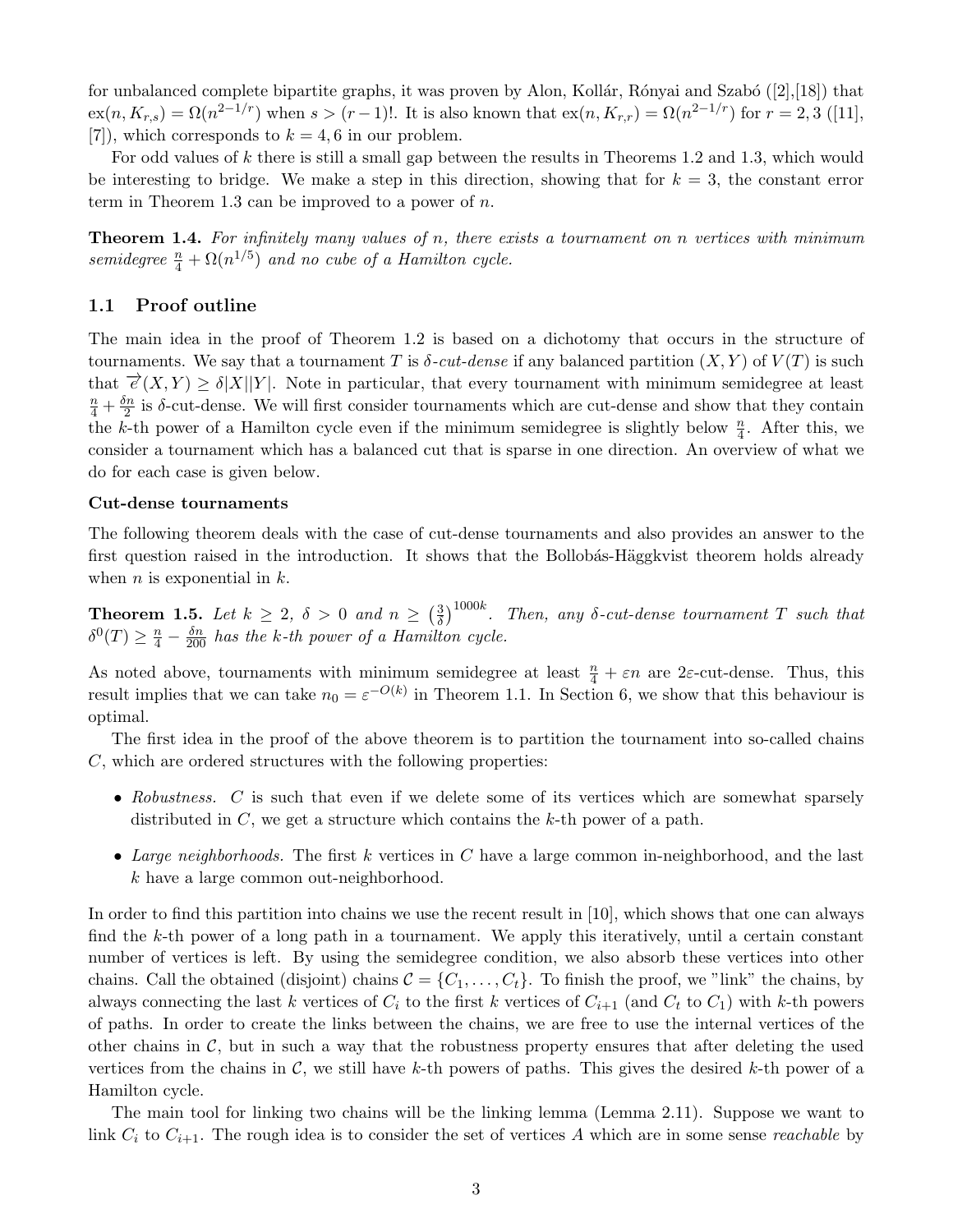for unbalanced complete bipartite graphs, it was proven by Alon, Kollár, Rónyai and Szabó ([2],[18]) that $\text{ex}(n, K_{r,s}) = \Omega(n^{2-1/r})$ when $s > (r-1)!$. It is also known that $\text{ex}(n, K_{r,r}) = \Omega(n^{2-1/r})$ for $r = 2, 3$ ([11], [7]), which corresponds to $k = 4, 6$ in our problem.

For odd values of $k$ there is still a small gap between the results in Theorems 1.2 and 1.3, which would be interesting to bridge. We make a step in this direction, showing that for $k = 3$, the constant error term in Theorem 1.3 can be improved to a power of $n$.

**Theorem 1.4.** *For infinitely many values of $n$, there exists a tournament on $n$ vertices with minimum semidegree $\frac{n}{4} + \Omega(n^{1/5})$ and no cube of a Hamilton cycle.*

## 1.1 Proof outline

The main idea in the proof of Theorem 1.2 is based on a dichotomy that occurs in the structure of tournaments. We say that a tournament $T$ is *$\delta$-cut-dense* if any balanced partition $(X, Y)$ of $V(T)$ is such that $\overrightarrow{e}(X, Y) \geq \delta|X||Y|$. Note in particular, that every tournament with minimum semidegree at least $\frac{n}{4} + \frac{\delta n}{2}$ is $\delta$-cut-dense. We will first consider tournaments which are cut-dense and show that they contain the $k$-th power of a Hamilton cycle even if the minimum semidegree is slightly below $\frac{n}{4}$. After this, we consider a tournament which has a balanced cut that is sparse in one direction. An overview of what we do for each case is given below.

**Cut-dense tournaments**

The following theorem deals with the case of cut-dense tournaments and also provides an answer to the first question raised in the introduction. It shows that the Bollobás-Häggkvist theorem holds already when $n$ is exponential in $k$.

**Theorem 1.5.** *Let $k \geq 2$, $\delta > 0$ and $n \geq \left(\frac{3}{\delta}\right)^{1000k}$. Then, any $\delta$-cut-dense tournament $T$ such that $\delta^0(T) \geq \frac{n}{4} - \frac{\delta n}{200}$ has the $k$-th power of a Hamilton cycle.*

As noted above, tournaments with minimum semidegree at least $\frac{n}{4} + \varepsilon n$ are $2\varepsilon$-cut-dense. Thus, this result implies that we can take $n_0 = \varepsilon^{-O(k)}$ in Theorem 1.1. In Section 6, we show that this behaviour is optimal.

The first idea in the proof of the above theorem is to partition the tournament into so-called chains $C$, which are ordered structures with the following properties:

- *Robustness.* $C$ is such that even if we delete some of its vertices which are somewhat sparsely distributed in $C$, we get a structure which contains the $k$-th power of a path.
- *Large neighborhoods.* The first $k$ vertices in $C$ have a large common in-neighborhood, and the last $k$ have a large common out-neighborhood.

In order to find this partition into chains we use the recent result in [10], which shows that one can always find the $k$-th power of a long path in a tournament. We apply this iteratively, until a certain constant number of vertices is left. By using the semidegree condition, we also absorb these vertices into other chains. Call the obtained (disjoint) chains $\mathcal{C} = \{C_1, \ldots, C_t\}$. To finish the proof, we "link" the chains, by always connecting the last $k$ vertices of $C_i$ to the first $k$ vertices of $C_{i+1}$ (and $C_t$ to $C_1$) with $k$-th powers of paths. In order to create the links between the chains, we are free to use the internal vertices of the other chains in $\mathcal{C}$, but in such a way that the robustness property ensures that after deleting the used vertices from the chains in $\mathcal{C}$, we still have $k$-th powers of paths. This gives the desired $k$-th power of a Hamilton cycle.

The main tool for linking two chains will be the linking lemma (Lemma 2.11). Suppose we want to link $C_i$ to $C_{i+1}$. The rough idea is to consider the set of vertices $A$ which are in some sense *reachable* by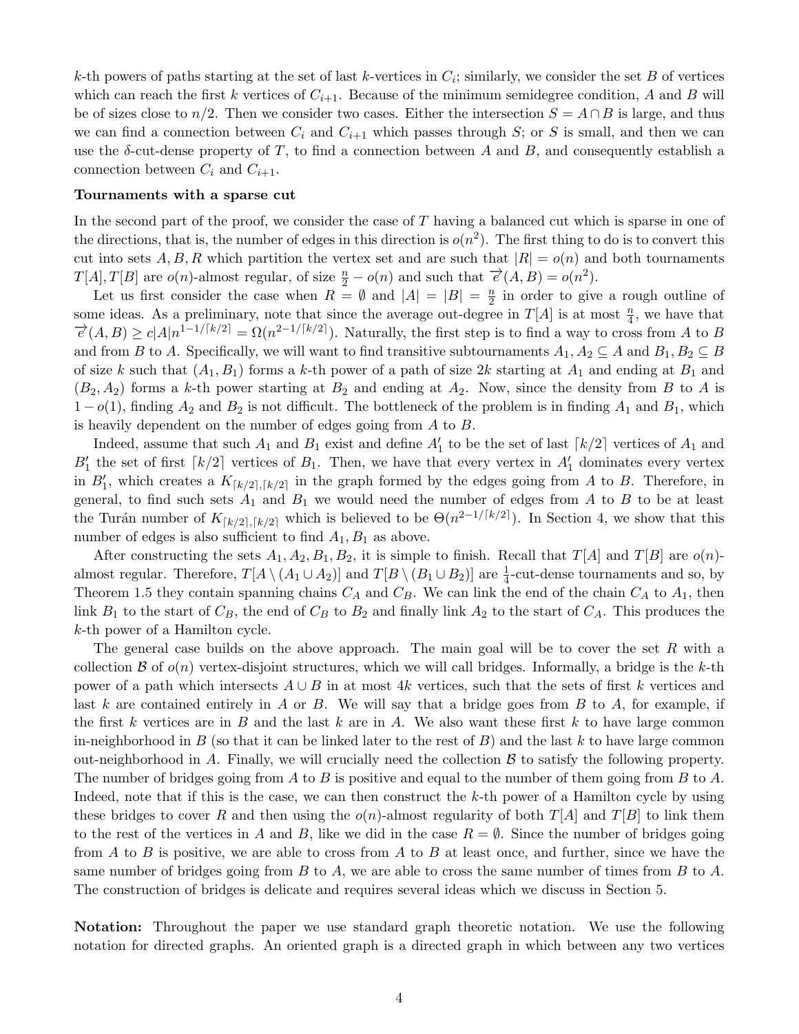$k$-th powers of paths starting at the set of last $k$-vertices in $C_i$; similarly, we consider the set $B$ of vertices which can reach the first $k$ vertices of $C_{i+1}$. Because of the minimum semidegree condition, $A$ and $B$ will be of sizes close to $n/2$. Then we consider two cases. Either the intersection $S = A \cap B$ is large, and thus we can find a connection between $C_i$ and $C_{i+1}$ which passes through $S$; or $S$ is small, and then we can use the $\delta$-cut-dense property of $T$, to find a connection between $A$ and $B$, and consequently establish a connection between $C_i$ and $C_{i+1}$.

**Tournaments with a sparse cut**

In the second part of the proof, we consider the case of $T$ having a balanced cut which is sparse in one of the directions, that is, the number of edges in this direction is $o(n^2)$. The first thing to do is to convert this cut into sets $A, B, R$ which partition the vertex set and are such that $|R| = o(n)$ and both tournaments $T[A], T[B]$ are $o(n)$-almost regular, of size $\frac{n}{2} - o(n)$ and such that $\overrightarrow{e}(A, B) = o(n^2)$.

Let us first consider the case when $R = \emptyset$ and $|A| = |B| = \frac{n}{2}$ in order to give a rough outline of some ideas. As a preliminary, note that since the average out-degree in $T[A]$ is at most $\frac{n}{4}$, we have that $\overrightarrow{e}(A, B) \geq c|A|n^{1-1/\lceil k/2 \rceil} = \Omega(n^{2-1/\lceil k/2 \rceil})$. Naturally, the first step is to find a way to cross from $A$ to $B$ and from $B$ to $A$. Specifically, we will want to find transitive subtournaments $A_1, A_2 \subseteq A$ and $B_1, B_2 \subseteq B$ of size $k$ such that $(A_1, B_1)$ forms a $k$-th power of a path of size $2k$ starting at $A_1$ and ending at $B_1$ and $(B_2, A_2)$ forms a $k$-th power starting at $B_2$ and ending at $A_2$. Now, since the density from $B$ to $A$ is $1 - o(1)$, finding $A_2$ and $B_2$ is not difficult. The bottleneck of the problem is in finding $A_1$ and $B_1$, which is heavily dependent on the number of edges going from $A$ to $B$.

Indeed, assume that such $A_1$ and $B_1$ exist and define $A_1'$ to be the set of last $\lceil k/2 \rceil$ vertices of $A_1$ and $B_1'$ the set of first $\lceil k/2 \rceil$ vertices of $B_1$. Then, we have that every vertex in $A_1'$ dominates every vertex in $B_1'$, which creates a $K_{\lceil k/2 \rceil, \lceil k/2 \rceil}$ in the graph formed by the edges going from $A$ to $B$. Therefore, in general, to find such sets $A_1$ and $B_1$ we would need the number of edges from $A$ to $B$ to be at least the Turán number of $K_{\lceil k/2 \rceil, \lceil k/2 \rceil}$ which is believed to be $\Theta(n^{2-1/\lceil k/2 \rceil})$. In Section 4, we show that this number of edges is also sufficient to find $A_1, B_1$ as above.

After constructing the sets $A_1, A_2, B_1, B_2$, it is simple to finish. Recall that $T[A]$ and $T[B]$ are $o(n)$-almost regular. Therefore, $T[A \setminus (A_1 \cup A_2)]$ and $T[B \setminus (B_1 \cup B_2)]$ are $\frac{1}{4}$-cut-dense tournaments and so, by Theorem 1.5 they contain spanning chains $C_A$ and $C_B$. We can link the end of the chain $C_A$ to $A_1$, then link $B_1$ to the start of $C_B$, the end of $C_B$ to $B_2$ and finally link $A_2$ to the start of $C_A$. This produces the $k$-th power of a Hamilton cycle.

The general case builds on the above approach. The main goal will be to cover the set $R$ with a collection $\mathcal{B}$ of $o(n)$ vertex-disjoint structures, which we will call bridges. Informally, a bridge is the $k$-th power of a path which intersects $A \cup B$ in at most $4k$ vertices, such that the sets of first $k$ vertices and last $k$ are contained entirely in $A$ or $B$. We will say that a bridge goes from $B$ to $A$, for example, if the first $k$ vertices are in $B$ and the last $k$ are in $A$. We also want these first $k$ to have large common in-neighborhood in $B$ (so that it can be linked later to the rest of $B$) and the last $k$ to have large common out-neighborhood in $A$. Finally, we will crucially need the collection $\mathcal{B}$ to satisfy the following property. The number of bridges going from $A$ to $B$ is positive and equal to the number of them going from $B$ to $A$. Indeed, note that if this is the case, we can then construct the $k$-th power of a Hamilton cycle by using these bridges to cover $R$ and then using the $o(n)$-almost regularity of both $T[A]$ and $T[B]$ to link them to the rest of the vertices in $A$ and $B$, like we did in the case $R = \emptyset$. Since the number of bridges going from $A$ to $B$ is positive, we are able to cross from $A$ to $B$ at least once, and further, since we have the same number of bridges going from $B$ to $A$, we are able to cross the same number of times from $B$ to $A$. The construction of bridges is delicate and requires several ideas which we discuss in Section 5.

**Notation:** Throughout the paper we use standard graph theoretic notation. We use the following notation for directed graphs. An oriented graph is a directed graph in which between any two vertices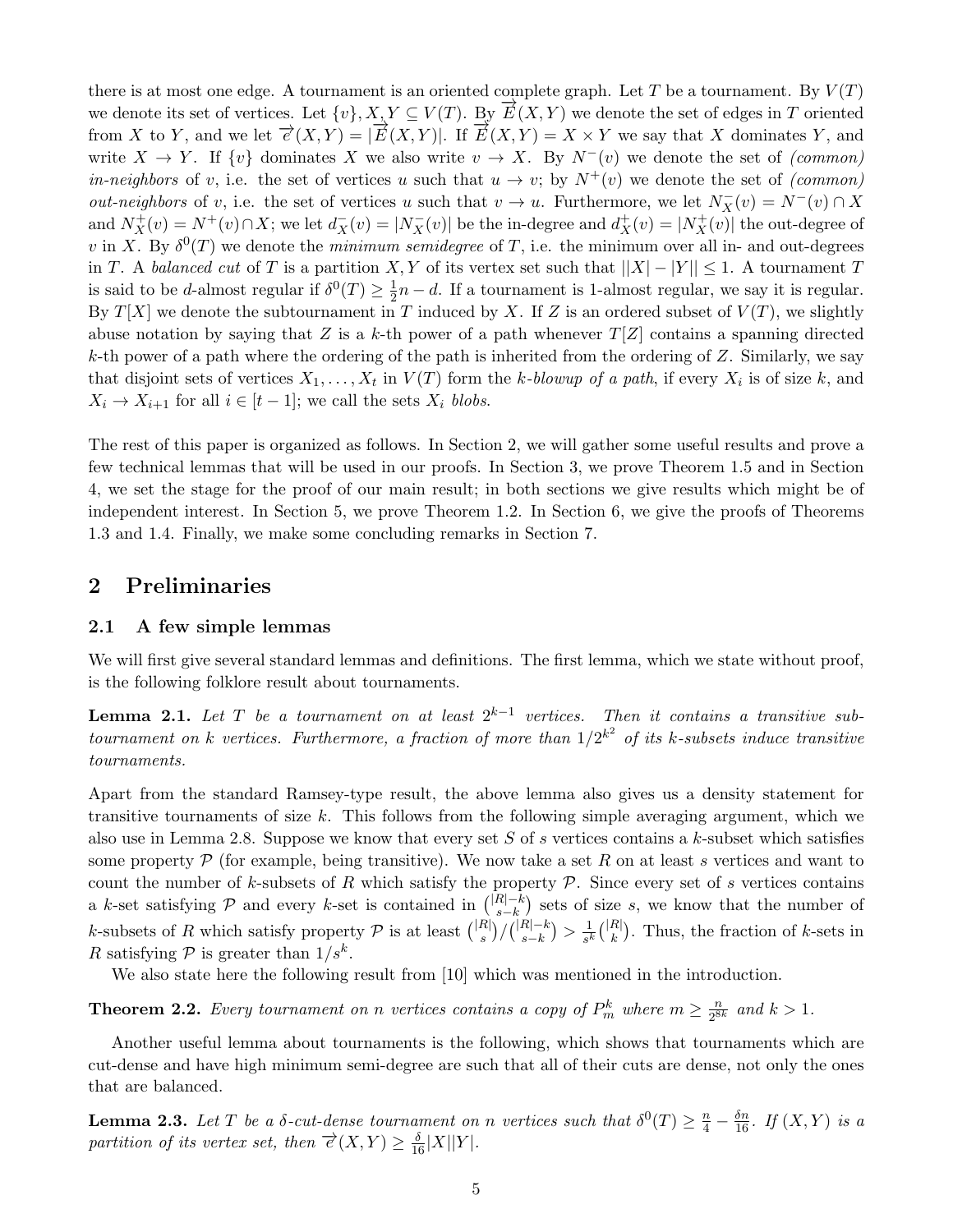there is at most one edge. A tournament is an oriented complete graph. Let $T$ be a tournament. By $V(T)$ we denote its set of vertices. Let $\{v\}, X, Y \subseteq V(T)$. By $\overrightarrow{E}(X,Y)$ we denote the set of edges in $T$ oriented from $X$ to $Y$, and we let $\overrightarrow{e}(X,Y) = |\overrightarrow{E}(X,Y)|$. If $\overrightarrow{E}(X,Y) = X \times Y$ we say that $X$ dominates $Y$, and write $X \to Y$. If $\{v\}$ dominates $X$ we also write $v \to X$. By $N^-(v)$ we denote the set of *(common) in-neighbors* of $v$, i.e. the set of vertices $u$ such that $u \to v$; by $N^+(v)$ we denote the set of *(common) out-neighbors* of $v$, i.e. the set of vertices $u$ such that $v \to u$. Furthermore, we let $N_X^-(v) = N^-(v) \cap X$ and $N_X^+(v) = N^+(v) \cap X$; we let $d_X^-(v) = |N_X^-(v)|$ be the in-degree and $d_X^+(v) = |N_X^+(v)|$ the out-degree of $v$ in $X$. By $\delta^0(T)$ we denote the *minimum semidegree* of $T$, i.e. the minimum over all in- and out-degrees in $T$. A *balanced cut* of $T$ is a partition $X, Y$ of its vertex set such that $||X| - |Y|| \leq 1$. A tournament $T$ is said to be $d$-almost regular if $\delta^0(T) \geq \frac{1}{2}n - d$. If a tournament is 1-almost regular, we say it is regular. By $T[X]$ we denote the subtournament in $T$ induced by $X$. If $Z$ is an ordered subset of $V(T)$, we slightly abuse notation by saying that $Z$ is a $k$-th power of a path whenever $T[Z]$ contains a spanning directed $k$-th power of a path where the ordering of the path is inherited from the ordering of $Z$. Similarly, we say that disjoint sets of vertices $X_1, \ldots, X_t$ in $V(T)$ form the *$k$-blowup of a path*, if every $X_i$ is of size $k$, and $X_i \to X_{i+1}$ for all $i \in [t-1]$; we call the sets $X_i$ *blobs*.

The rest of this paper is organized as follows. In Section 2, we will gather some useful results and prove a few technical lemmas that will be used in our proofs. In Section 3, we prove Theorem 1.5 and in Section 4, we set the stage for the proof of our main result; in both sections we give results which might be of independent interest. In Section 5, we prove Theorem 1.2. In Section 6, we give the proofs of Theorems 1.3 and 1.4. Finally, we make some concluding remarks in Section 7.

## 2 Preliminaries

### 2.1 A few simple lemmas

We will first give several standard lemmas and definitions. The first lemma, which we state without proof, is the following folklore result about tournaments.

**Lemma 2.1.** *Let $T$ be a tournament on at least $2^{k-1}$ vertices. Then it contains a transitive subtournament on $k$ vertices. Furthermore, a fraction of more than $1/2^{k^2}$ of its $k$-subsets induce transitive tournaments.*

Apart from the standard Ramsey-type result, the above lemma also gives us a density statement for transitive tournaments of size $k$. This follows from the following simple averaging argument, which we also use in Lemma 2.8. Suppose we know that every set $S$ of $s$ vertices contains a $k$-subset which satisfies some property $\mathcal{P}$ (for example, being transitive). We now take a set $R$ on at least $s$ vertices and want to count the number of $k$-subsets of $R$ which satisfy the property $\mathcal{P}$. Since every set of $s$ vertices contains a $k$-set satisfying $\mathcal{P}$ and every $k$-set is contained in $\binom{|R|-k}{s-k}$ sets of size $s$, we know that the number of $k$-subsets of $R$ which satisfy property $\mathcal{P}$ is at least $\binom{|R|}{s}/\binom{|R|-k}{s-k} > \frac{1}{s^k}\binom{|R|}{k}$. Thus, the fraction of $k$-sets in $R$ satisfying $\mathcal{P}$ is greater than $1/s^k$.

We also state here the following result from [10] which was mentioned in the introduction.

**Theorem 2.2.** *Every tournament on $n$ vertices contains a copy of $P_m^k$ where $m \geq \frac{n}{2^{8k}}$ and $k > 1$.*

Another useful lemma about tournaments is the following, which shows that tournaments which are cut-dense and have high minimum semi-degree are such that all of their cuts are dense, not only the ones that are balanced.

**Lemma 2.3.** *Let $T$ be a $\delta$-cut-dense tournament on $n$ vertices such that $\delta^0(T) \geq \frac{n}{4} - \frac{\delta n}{16}$. If $(X,Y)$ is a partition of its vertex set, then $\overrightarrow{e}(X,Y) \geq \frac{\delta}{16}|X||Y|$.*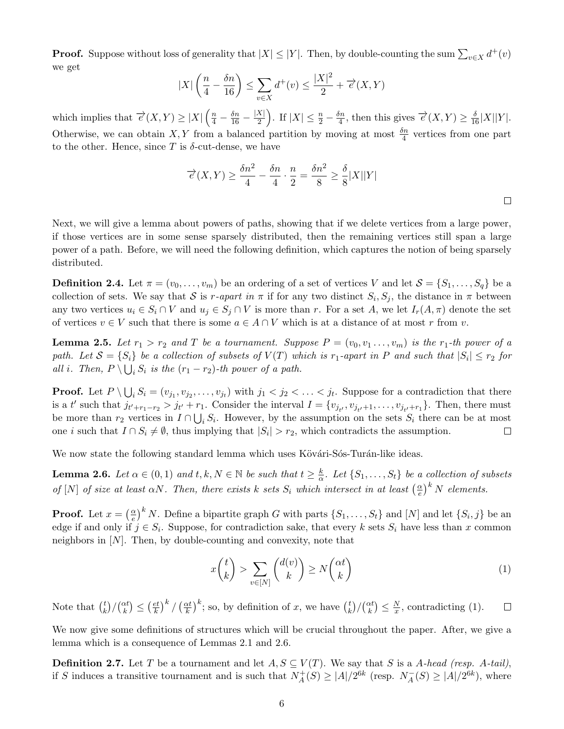**Proof.** Suppose without loss of generality that $|X| \le |Y|$. Then, by double-counting the sum $\sum_{v\in X} d^+(v)$ we get

$$|X|\left(\frac{n}{4} - \frac{\delta n}{16}\right) \le \sum_{v\in X} d^+(v) \le \frac{|X|^2}{2} + \overrightarrow{e}(X,Y)$$

which implies that $\overrightarrow{e}(X,Y) \ge |X|\left(\frac{n}{4} - \frac{\delta n}{16} - \frac{|X|}{2}\right)$. If $|X| \le \frac{n}{2} - \frac{\delta n}{4}$, then this gives $\overrightarrow{e}(X,Y) \ge \frac{\delta}{16}|X||Y|$. Otherwise, we can obtain $X, Y$ from a balanced partition by moving at most $\frac{\delta n}{4}$ vertices from one part to the other. Hence, since $T$ is $\delta$-cut-dense, we have

$$\overrightarrow{e}(X,Y) \ge \frac{\delta n^2}{4} - \frac{\delta n}{4}\cdot\frac{n}{2} = \frac{\delta n^2}{8} \ge \frac{\delta}{8}|X||Y|$$

□

Next, we will give a lemma about powers of paths, showing that if we delete vertices from a large power, if those vertices are in some sense sparsely distributed, then the remaining vertices still span a large power of a path. Before, we will need the following definition, which captures the notion of being sparsely distributed.

**Definition 2.4.** Let $\pi = (v_0, \dots, v_m)$ be an ordering of a set of vertices $V$ and let $\mathcal{S} = \{S_1, \dots, S_q\}$ be a collection of sets. We say that $\mathcal{S}$ is *$r$-apart in $\pi$* if for any two distinct $S_i, S_j$, the distance in $\pi$ between any two vertices $u_i \in S_i \cap V$ and $u_j \in S_j \cap V$ is more than $r$. For a set $A$, we let $I_r(A, \pi)$ denote the set of vertices $v \in V$ such that there is some $a \in A \cap V$ which is at a distance of at most $r$ from $v$.

**Lemma 2.5.** *Let $r_1 > r_2$ and $T$ be a tournament. Suppose $P = (v_0, v_1 \dots, v_m)$ is the $r_1$-th power of a path. Let $\mathcal{S} = \{S_i\}$ be a collection of subsets of $V(T)$ which is $r_1$-apart in $P$ and such that $|S_i| \le r_2$ for all $i$. Then, $P \setminus \bigcup_i S_i$ is the $(r_1 - r_2)$-th power of a path.*

**Proof.** Let $P \setminus \bigcup_i S_i = (v_{j_1}, v_{j_2}, \dots, v_{j_t})$ with $j_1 < j_2 < \dots < j_t$. Suppose for a contradiction that there is a $t'$ such that $j_{t'+r_1-r_2} > j_{t'} + r_1$. Consider the interval $I = \{v_{j_{t'}}, v_{j_{t'}+1}, \dots, v_{j_{t'}+r_1}\}$. Then, there must be more than $r_2$ vertices in $I \cap \bigcup_i S_i$. However, by the assumption on the sets $S_i$ there can be at most one $i$ such that $I \cap S_i \neq \emptyset$, thus implying that $|S_i| > r_2$, which contradicts the assumption. □

We now state the following standard lemma which uses Kövári-Sós-Turán-like ideas.

**Lemma 2.6.** *Let $\alpha \in (0,1)$ and $t, k, N \in \mathbb{N}$ be such that $t \ge \frac{k}{\alpha}$. Let $\{S_1, \dots, S_t\}$ be a collection of subsets of $[N]$ of size at least $\alpha N$. Then, there exists $k$ sets $S_i$ which intersect in at least $\left(\frac{\alpha}{e}\right)^k N$ elements.*

**Proof.** Let $x = \left(\frac{\alpha}{e}\right)^k N$. Define a bipartite graph $G$ with parts $\{S_1, \dots, S_t\}$ and $[N]$ and let $\{S_i, j\}$ be an edge if and only if $j \in S_i$. Suppose, for contradiction sake, that every $k$ sets $S_i$ have less than $x$ common neighbors in $[N]$. Then, by double-counting and convexity, note that

$$x\binom{t}{k} > \sum_{v\in[N]} \binom{d(v)}{k} \ge N\binom{\alpha t}{k} \tag{1}$$

Note that $\binom{t}{k}/\binom{\alpha t}{k} \le \left(\frac{et}{k}\right)^k / \left(\frac{\alpha t}{k}\right)^k$; so, by definition of $x$, we have $\binom{t}{k}/\binom{\alpha t}{k} \le \frac{N}{x}$, contradicting (1). □

We now give some definitions of structures which will be crucial throughout the paper. After, we give a lemma which is a consequence of Lemmas 2.1 and 2.6.

**Definition 2.7.** Let $T$ be a tournament and let $A, S \subseteq V(T)$. We say that $S$ is a *$A$-head (resp. $A$-tail)*, if $S$ induces a transitive tournament and is such that $N_A^+(S) \ge |A|/2^{6k}$ (resp. $N_A^-(S) \ge |A|/2^{6k}$), where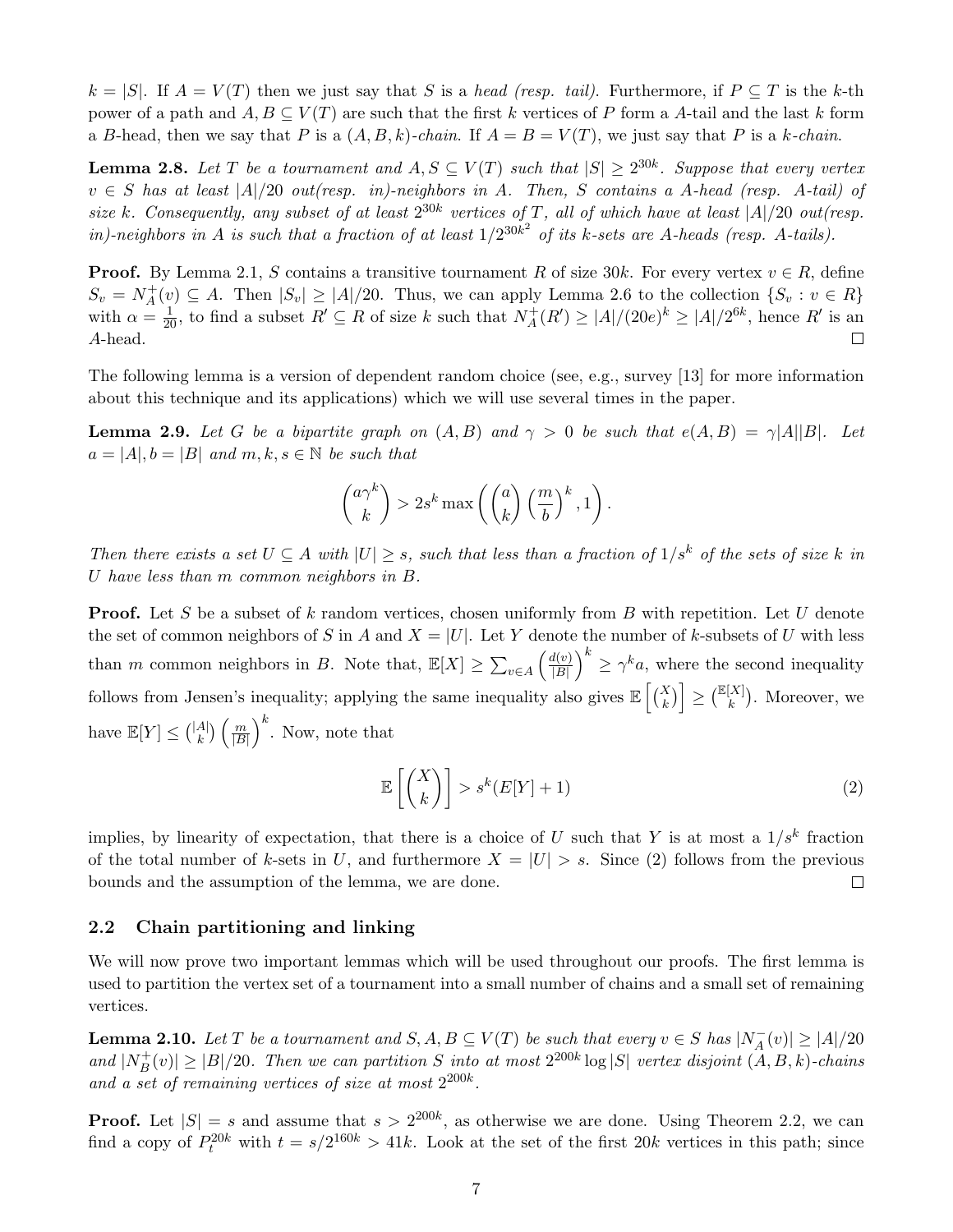$k = |S|$. If $A = V(T)$ then we just say that $S$ is a *head (resp. tail)*. Furthermore, if $P \subseteq T$ is the $k$-th power of a path and $A, B \subseteq V(T)$ are such that the first $k$ vertices of $P$ form a $A$-tail and the last $k$ form a $B$-head, then we say that $P$ is a $(A, B, k)$-*chain*. If $A = B = V(T)$, we just say that $P$ is a $k$-*chain*.

**Lemma 2.8.** *Let $T$ be a tournament and $A, S \subseteq V(T)$ such that $|S| \geq 2^{30k}$. Suppose that every vertex $v \in S$ has at least $|A|/20$ out(resp. in)-neighbors in $A$. Then, $S$ contains a $A$-head (resp. $A$-tail) of size $k$. Consequently, any subset of at least $2^{30k}$ vertices of $T$, all of which have at least $|A|/20$ out(resp. in)-neighbors in $A$ is such that a fraction of at least $1/2^{30k^2}$ of its $k$-sets are $A$-heads (resp. $A$-tails).*

**Proof.** By Lemma 2.1, $S$ contains a transitive tournament $R$ of size $30k$. For every vertex $v \in R$, define $S_v = N_A^+(v) \subseteq A$. Then $|S_v| \geq |A|/20$. Thus, we can apply Lemma 2.6 to the collection $\{S_v : v \in R\}$ with $\alpha = \frac{1}{20}$, to find a subset $R' \subseteq R$ of size $k$ such that $N_A^+(R') \geq |A|/(20e)^k \geq |A|/2^{6k}$, hence $R'$ is an $A$-head. $\square$

The following lemma is a version of dependent random choice (see, e.g., survey [13] for more information about this technique and its applications) which we will use several times in the paper.

**Lemma 2.9.** *Let $G$ be a bipartite graph on $(A, B)$ and $\gamma > 0$ be such that $e(A, B) = \gamma|A||B|$. Let $a = |A|, b = |B|$ and $m, k, s \in \mathbb{N}$ be such that*

$$\binom{a\gamma^k}{k} > 2s^k \max\left(\binom{a}{k}\left(\frac{m}{b}\right)^k, 1\right).$$

*Then there exists a set $U \subseteq A$ with $|U| \geq s$, such that less than a fraction of $1/s^k$ of the sets of size $k$ in $U$ have less than $m$ common neighbors in $B$.*

**Proof.** Let $S$ be a subset of $k$ random vertices, chosen uniformly from $B$ with repetition. Let $U$ denote the set of common neighbors of $S$ in $A$ and $X = |U|$. Let $Y$ denote the number of $k$-subsets of $U$ with less than $m$ common neighbors in $B$. Note that, $\mathbb{E}[X] \geq \sum_{v \in A}\left(\frac{d(v)}{|B|}\right)^k \geq \gamma^k a$, where the second inequality follows from Jensen's inequality; applying the same inequality also gives $\mathbb{E}\left[\binom{X}{k}\right] \geq \binom{\mathbb{E}[X]}{k}$. Moreover, we have $\mathbb{E}[Y] \leq \binom{|A|}{k}\left(\frac{m}{|B|}\right)^k$. Now, note that

$$\mathbb{E}\left[\binom{X}{k}\right] > s^k(E[Y] + 1) \tag{2}$$

implies, by linearity of expectation, that there is a choice of $U$ such that $Y$ is at most a $1/s^k$ fraction of the total number of $k$-sets in $U$, and furthermore $X = |U| > s$. Since (2) follows from the previous bounds and the assumption of the lemma, we are done. $\square$

### 2.2 Chain partitioning and linking

We will now prove two important lemmas which will be used throughout our proofs. The first lemma is used to partition the vertex set of a tournament into a small number of chains and a small set of remaining vertices.

**Lemma 2.10.** *Let $T$ be a tournament and $S, A, B \subseteq V(T)$ be such that every $v \in S$ has $|N_A^-(v)| \geq |A|/20$ and $|N_B^+(v)| \geq |B|/20$. Then we can partition $S$ into at most $2^{200k}\log|S|$ vertex disjoint $(A, B, k)$-chains and a set of remaining vertices of size at most $2^{200k}$.*

**Proof.** Let $|S| = s$ and assume that $s > 2^{200k}$, as otherwise we are done. Using Theorem 2.2, we can find a copy of $P_t^{20k}$ with $t = s/2^{160k} > 41k$. Look at the set of the first $20k$ vertices in this path; since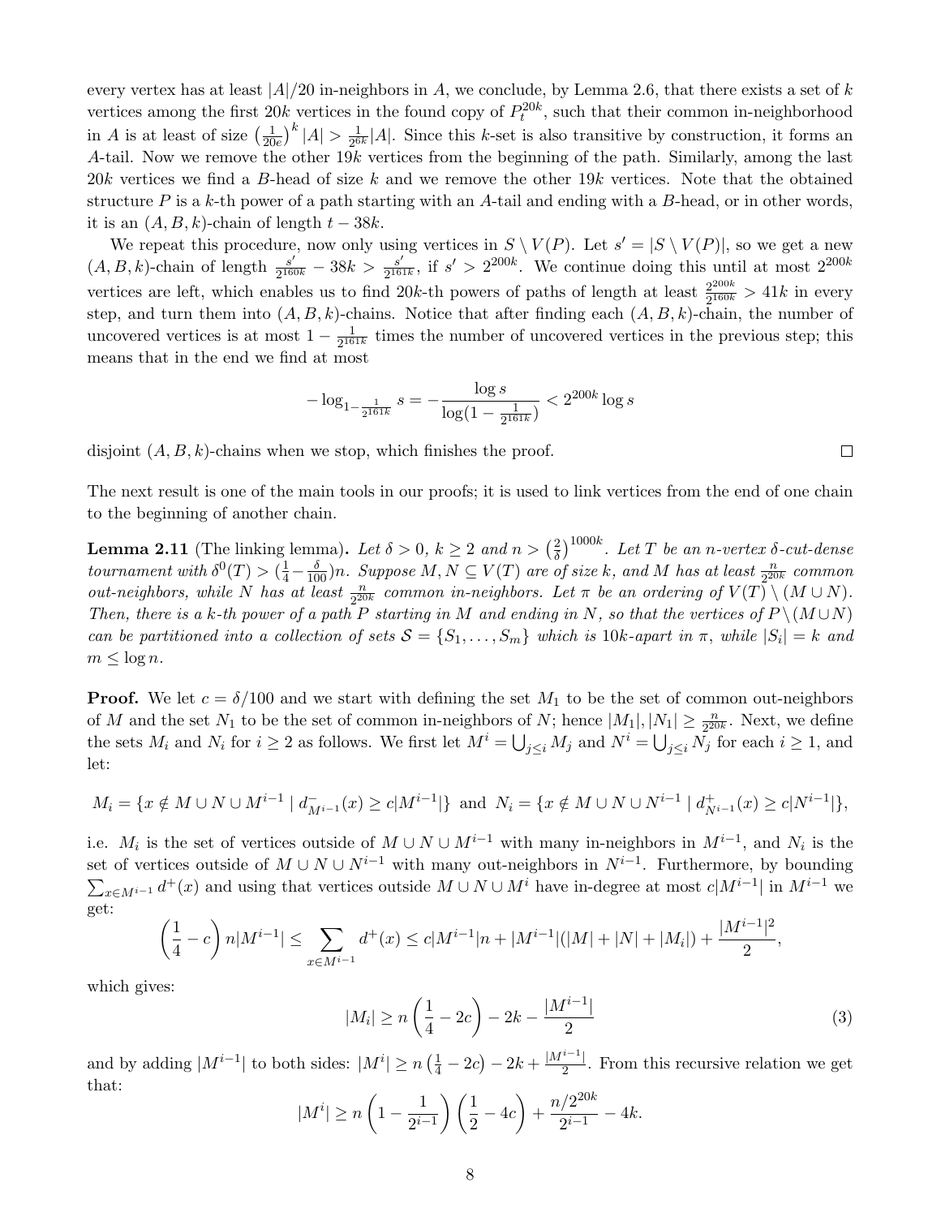every vertex has at least $|A|/20$ in-neighbors in $A$, we conclude, by Lemma 2.6, that there exists a set of $k$ vertices among the first $20k$ vertices in the found copy of $P_t^{20k}$, such that their common in-neighborhood in $A$ is at least of size $\left(\frac{1}{20e}\right)^k |A| > \frac{1}{2^{6k}}|A|$. Since this $k$-set is also transitive by construction, it forms an $A$-tail. Now we remove the other $19k$ vertices from the beginning of the path. Similarly, among the last $20k$ vertices we find a $B$-head of size $k$ and we remove the other $19k$ vertices. Note that the obtained structure $P$ is a $k$-th power of a path starting with an $A$-tail and ending with a $B$-head, or in other words, it is an $(A, B, k)$-chain of length $t - 38k$.

We repeat this procedure, now only using vertices in $S \setminus V(P)$. Let $s' = |S \setminus V(P)|$, so we get a new $(A, B, k)$-chain of length $\frac{s'}{2^{160k}} - 38k > \frac{s'}{2^{161k}}$, if $s' > 2^{200k}$. We continue doing this until at most $2^{200k}$ vertices are left, which enables us to find $20k$-th powers of paths of length at least $\frac{2^{200k}}{2^{160k}} > 41k$ in every step, and turn them into $(A, B, k)$-chains. Notice that after finding each $(A, B, k)$-chain, the number of uncovered vertices is at most $1 - \frac{1}{2^{161k}}$ times the number of uncovered vertices in the previous step; this means that in the end we find at most

$$-\log_{1-\frac{1}{2^{161k}}} s = -\frac{\log s}{\log(1 - \frac{1}{2^{161k}})} < 2^{200k} \log s$$

disjoint $(A, B, k)$-chains when we stop, which finishes the proof. $\square$

The next result is one of the main tools in our proofs; it is used to link vertices from the end of one chain to the beginning of another chain.

**Lemma 2.11** (The linking lemma). *Let $\delta > 0$, $k \geq 2$ and $n > \left(\frac{2}{\delta}\right)^{1000k}$. Let $T$ be an $n$-vertex $\delta$-cut-dense tournament with $\delta^0(T) > (\frac{1}{4} - \frac{\delta}{100})n$. Suppose $M, N \subseteq V(T)$ are of size $k$, and $M$ has at least $\frac{n}{2^{20k}}$ common out-neighbors, while $N$ has at least $\frac{n}{2^{20k}}$ common in-neighbors. Let $\pi$ be an ordering of $V(T) \setminus (M \cup N)$. Then, there is a $k$-th power of a path $P$ starting in $M$ and ending in $N$, so that the vertices of $P \setminus (M \cup N)$ can be partitioned into a collection of sets $\mathcal{S} = \{S_1, \ldots, S_m\}$ which is $10k$-apart in $\pi$, while $|S_i| = k$ and $m \leq \log n$.*

**Proof.** We let $c = \delta/100$ and we start with defining the set $M_1$ to be the set of common out-neighbors of $M$ and the set $N_1$ to be the set of common in-neighbors of $N$; hence $|M_1|, |N_1| \geq \frac{n}{2^{20k}}$. Next, we define the sets $M_i$ and $N_i$ for $i \geq 2$ as follows. We first let $M^i = \bigcup_{j \leq i} M_j$ and $N^i = \bigcup_{j \leq i} N_j$ for each $i \geq 1$, and let:

$$M_i = \{x \notin M \cup N \cup M^{i-1} \mid d^-_{M^{i-1}}(x) \geq c|M^{i-1}|\} \text{ and } N_i = \{x \notin M \cup N \cup N^{i-1} \mid d^+_{N^{i-1}}(x) \geq c|N^{i-1}|\},$$

i.e. $M_i$ is the set of vertices outside of $M \cup N \cup M^{i-1}$ with many in-neighbors in $M^{i-1}$, and $N_i$ is the set of vertices outside of $M \cup N \cup N^{i-1}$ with many out-neighbors in $N^{i-1}$. Furthermore, by bounding $\sum_{x \in M^{i-1}} d^+(x)$ and using that vertices outside $M \cup N \cup M^i$ have in-degree at most $c|M^{i-1}|$ in $M^{i-1}$ we get:

$$\left(\frac{1}{4} - c\right) n|M^{i-1}| \leq \sum_{x \in M^{i-1}} d^+(x) \leq c|M^{i-1}|n + |M^{i-1}|(|M| + |N| + |M_i|) + \frac{|M^{i-1}|^2}{2},$$

which gives:

$$|M_i| \geq n\left(\frac{1}{4} - 2c\right) - 2k - \frac{|M^{i-1}|}{2} \tag{3}$$

and by adding $|M^{i-1}|$ to both sides: $|M^i| \geq n\left(\frac{1}{4} - 2c\right) - 2k + \frac{|M^{i-1}|}{2}$. From this recursive relation we get that:

$$|M^i| \geq n\left(1 - \frac{1}{2^{i-1}}\right)\left(\frac{1}{2} - 4c\right) + \frac{n/2^{20k}}{2^{i-1}} - 4k.$$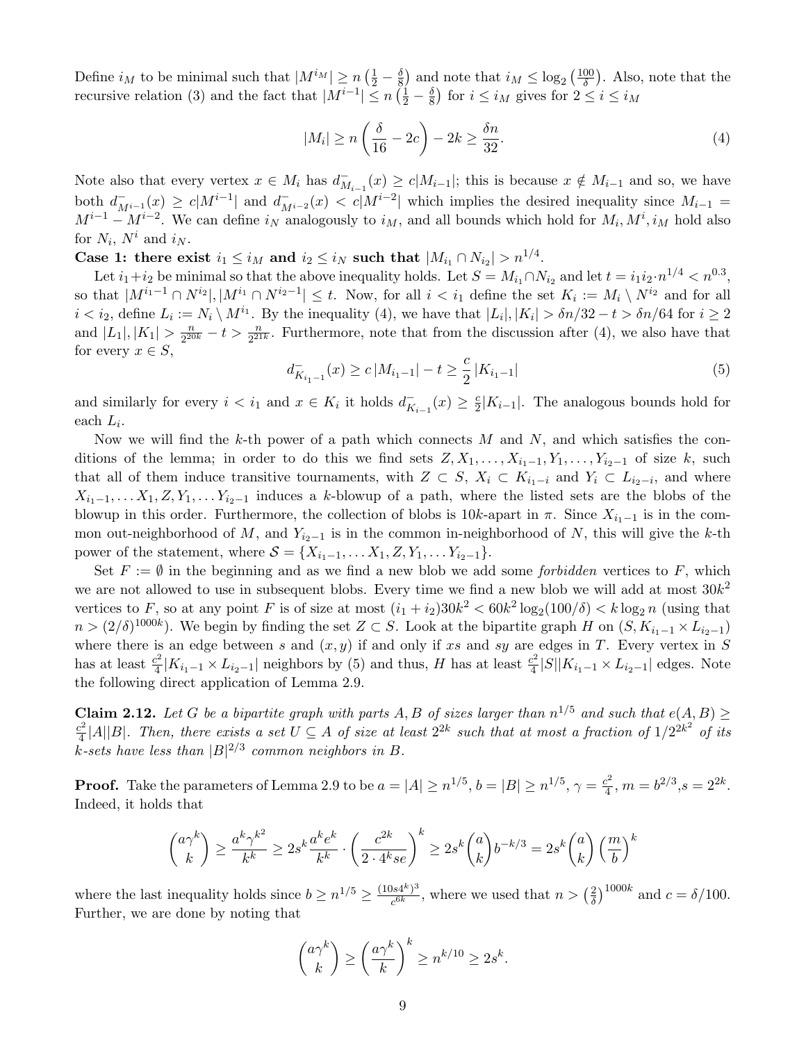Define $i_M$ to be minimal such that $|M^{i_M}| \geq n\left(\frac{1}{2} - \frac{\delta}{8}\right)$ and note that $i_M \leq \log_2\left(\frac{100}{\delta}\right)$. Also, note that the recursive relation (3) and the fact that $|M^{i-1}| \leq n\left(\frac{1}{2} - \frac{\delta}{8}\right)$ for $i \leq i_M$ gives for $2 \leq i \leq i_M$

$$|M_i| \geq n\left(\frac{\delta}{16} - 2c\right) - 2k \geq \frac{\delta n}{32}. \tag{4}$$

Note also that every vertex $x \in M_i$ has $d^-_{M_{i-1}}(x) \geq c|M_{i-1}|$; this is because $x \notin M_{i-1}$ and so, we have both $d^-_{M^{i-1}}(x) \geq c|M^{i-1}|$ and $d^-_{M^{i-2}}(x) < c|M^{i-2}|$ which implies the desired inequality since $M_{i-1} = M^{i-1} - M^{i-2}$. We can define $i_N$ analogously to $i_M$, and all bounds which hold for $M_i, M^i, i_M$ hold also for $N_i$, $N^i$ and $i_N$.

**Case 1: there exist $i_1 \leq i_M$ and $i_2 \leq i_N$ such that $|M_{i_1} \cap N_{i_2}| > n^{1/4}$.**

Let $i_1 + i_2$ be minimal so that the above inequality holds. Let $S = M_{i_1} \cap N_{i_2}$ and let $t = i_1 i_2 \cdot n^{1/4} < n^{0.3}$, so that $|M^{i_1-1} \cap N^{i_2}|, |M^{i_1} \cap N^{i_2-1}| \leq t$. Now, for all $i < i_1$ define the set $K_i := M_i \setminus N^{i_2}$ and for all $i < i_2$, define $L_i := N_i \setminus M^{i_1}$. By the inequality (4), we have that $|L_i|, |K_i| > \delta n/32 - t > \delta n/64$ for $i \geq 2$ and $|L_1|, |K_1| > \frac{n}{2^{20k}} - t > \frac{n}{2^{21k}}$. Furthermore, note that from the discussion after (4), we also have that for every $x \in S$,

$$d^-_{K_{i_1-1}}(x) \geq c\,|M_{i_1-1}| - t \geq \frac{c}{2}\,|K_{i_1-1}| \tag{5}$$

and similarly for every $i < i_1$ and $x \in K_i$ it holds $d^-_{K_{i-1}}(x) \geq \frac{c}{2}|K_{i-1}|$. The analogous bounds hold for each $L_i$.

Now we will find the $k$-th power of a path which connects $M$ and $N$, and which satisfies the conditions of the lemma; in order to do this we find sets $Z, X_1, \ldots, X_{i_1-1}, Y_1, \ldots, Y_{i_2-1}$ of size $k$, such that all of them induce transitive tournaments, with $Z \subset S$, $X_i \subset K_{i_1-i}$ and $Y_i \subset L_{i_2-i}$, and where $X_{i_1-1}, \ldots X_1, Z, Y_1, \ldots Y_{i_2-1}$ induces a $k$-blowup of a path, where the listed sets are the blobs of the blowup in this order. Furthermore, the collection of blobs is $10k$-apart in $\pi$. Since $X_{i_1-1}$ is in the common out-neighborhood of $M$, and $Y_{i_2-1}$ is in the common in-neighborhood of $N$, this will give the $k$-th power of the statement, where $\mathcal{S} = \{X_{i_1-1}, \ldots X_1, Z, Y_1, \ldots Y_{i_2-1}\}$.

Set $F := \emptyset$ in the beginning and as we find a new blob we add some *forbidden* vertices to $F$, which we are not allowed to use in subsequent blobs. Every time we find a new blob we will add at most $30k^2$ vertices to $F$, so at any point $F$ is of size at most $(i_1 + i_2)30k^2 < 60k^2 \log_2(100/\delta) < k \log_2 n$ (using that $n > (2/\delta)^{1000k}$). We begin by finding the set $Z \subset S$. Look at the bipartite graph $H$ on $(S, K_{i_1-1} \times L_{i_2-1})$ where there is an edge between $s$ and $(x, y)$ if and only if $xs$ and $sy$ are edges in $T$. Every vertex in $S$ has at least $\frac{c^2}{4}|K_{i_1-1} \times L_{i_2-1}|$ neighbors by (5) and thus, $H$ has at least $\frac{c^2}{4}|S||K_{i_1-1} \times L_{i_2-1}|$ edges. Note the following direct application of Lemma 2.9.

**Claim 2.12.** *Let $G$ be a bipartite graph with parts $A, B$ of sizes larger than $n^{1/5}$ and such that $e(A, B) \geq \frac{c^2}{4}|A||B|$. Then, there exists a set $U \subseteq A$ of size at least $2^{2k}$ such that at most a fraction of $1/2^{2k^2}$ of its $k$-sets have less than $|B|^{2/3}$ common neighbors in $B$.*

**Proof.** Take the parameters of Lemma 2.9 to be $a = |A| \geq n^{1/5}$, $b = |B| \geq n^{1/5}$, $\gamma = \frac{c^2}{4}$, $m = b^{2/3}$, $s = 2^{2k}$. Indeed, it holds that

$$\binom{a\gamma^k}{k} \geq \frac{a^k \gamma^{k^2}}{k^k} \geq 2s^k \frac{a^k e^k}{k^k} \cdot \left(\frac{c^{2k}}{2 \cdot 4^k se}\right)^k \geq 2s^k \binom{a}{k} b^{-k/3} = 2s^k \binom{a}{k} \left(\frac{m}{b}\right)^k$$

where the last inequality holds since $b \geq n^{1/5} \geq \frac{(10s4^k)^3}{c^{6k}}$, where we used that $n > \left(\frac{2}{\delta}\right)^{1000k}$ and $c = \delta/100$. Further, we are done by noting that

$$\binom{a\gamma^k}{k} \geq \left(\frac{a\gamma^k}{k}\right)^k \geq n^{k/10} \geq 2s^k.$$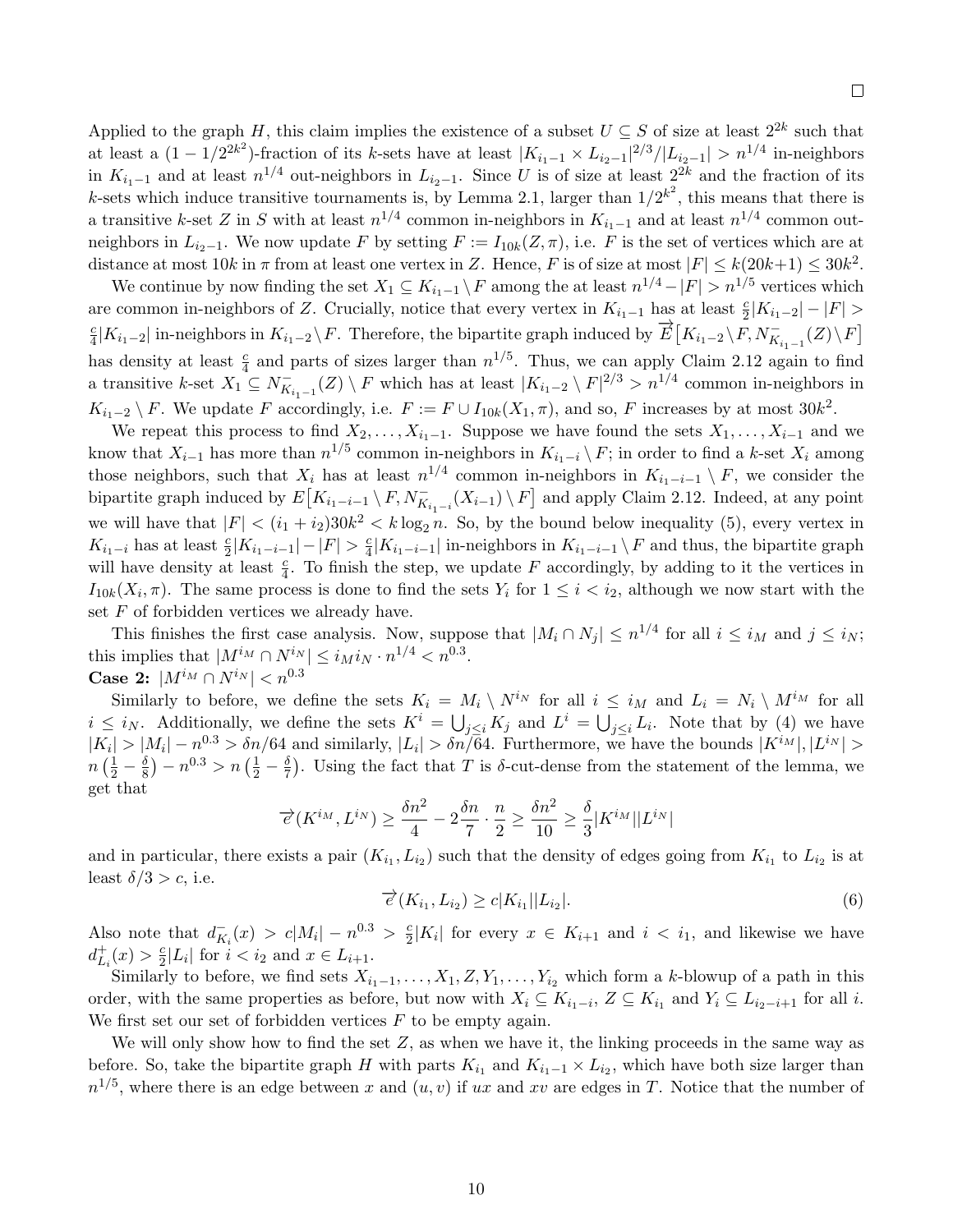□

Applied to the graph $H$, this claim implies the existence of a subset $U \subseteq S$ of size at least $2^{2k}$ such that at least a $(1-1/2^{2k^2})$-fraction of its $k$-sets have at least $|K_{i_1-1} \times L_{i_2-1}|^{2/3}/|L_{i_2-1}| > n^{1/4}$ in-neighbors in $K_{i_1-1}$ and at least $n^{1/4}$ out-neighbors in $L_{i_2-1}$. Since $U$ is of size at least $2^{2k}$ and the fraction of its $k$-sets which induce transitive tournaments is, by Lemma 2.1, larger than $1/2^{k^2}$, this means that there is a transitive $k$-set $Z$ in $S$ with at least $n^{1/4}$ common in-neighbors in $K_{i_1-1}$ and at least $n^{1/4}$ common out-neighbors in $L_{i_2-1}$. We now update $F$ by setting $F := I_{10k}(Z, \pi)$, i.e. $F$ is the set of vertices which are at distance at most $10k$ in $\pi$ from at least one vertex in $Z$. Hence, $F$ is of size at most $|F| \leq k(20k+1) \leq 30k^2$.

We continue by now finding the set $X_1 \subseteq K_{i_1-1} \setminus F$ among the at least $n^{1/4} - |F| > n^{1/5}$ vertices which are common in-neighbors of $Z$. Crucially, notice that every vertex in $K_{i_1-1}$ has at least $\frac{c}{2}|K_{i_1-2}| - |F| > \frac{c}{4}|K_{i_1-2}|$ in-neighbors in $K_{i_1-2} \setminus F$. Therefore, the bipartite graph induced by $\overrightarrow{E}\big[K_{i_1-2} \setminus F, N^-_{K_{i_1-1}}(Z) \setminus F\big]$ has density at least $\frac{c}{4}$ and parts of sizes larger than $n^{1/5}$. Thus, we can apply Claim 2.12 again to find a transitive $k$-set $X_1 \subseteq N^-_{K_{i_1-1}}(Z) \setminus F$ which has at least $|K_{i_1-2} \setminus F|^{2/3} > n^{1/4}$ common in-neighbors in $K_{i_1-2} \setminus F$. We update $F$ accordingly, i.e. $F := F \cup I_{10k}(X_1, \pi)$, and so, $F$ increases by at most $30k^2$.

We repeat this process to find $X_2, \ldots, X_{i_1-1}$. Suppose we have found the sets $X_1, \ldots, X_{i-1}$ and we know that $X_{i-1}$ has more than $n^{1/5}$ common in-neighbors in $K_{i_1-i} \setminus F$; in order to find a $k$-set $X_i$ among those neighbors, such that $X_i$ has at least $n^{1/4}$ common in-neighbors in $K_{i_1-i-1} \setminus F$, we consider the bipartite graph induced by $E\big[K_{i_1-i-1} \setminus F, N^-_{K_{i_1-i}}(X_{i-1}) \setminus F\big]$ and apply Claim 2.12. Indeed, at any point we will have that $|F| < (i_1+i_2)30k^2 < k\log_2 n$. So, by the bound below inequality (5), every vertex in $K_{i_1-i}$ has at least $\frac{c}{2}|K_{i_1-i-1}| - |F| > \frac{c}{4}|K_{i_1-i-1}|$ in-neighbors in $K_{i_1-i-1} \setminus F$ and thus, the bipartite graph will have density at least $\frac{c}{4}$. To finish the step, we update $F$ accordingly, by adding to it the vertices in $I_{10k}(X_i, \pi)$. The same process is done to find the sets $Y_i$ for $1 \leq i < i_2$, although we now start with the set $F$ of forbidden vertices we already have.

This finishes the first case analysis. Now, suppose that $|M_i \cap N_j| \leq n^{1/4}$ for all $i \leq i_M$ and $j \leq i_N$; this implies that $|M^{i_M} \cap N^{i_N}| \leq i_M i_N \cdot n^{1/4} < n^{0.3}$.

**Case 2:** $|M^{i_M} \cap N^{i_N}| < n^{0.3}$

Similarly to before, we define the sets $K_i = M_i \setminus N^{i_N}$ for all $i \leq i_M$ and $L_i = N_i \setminus M^{i_M}$ for all $i \leq i_N$. Additionally, we define the sets $K^i = \bigcup_{j\leq i} K_j$ and $L^i = \bigcup_{j \leq i} L_i$. Note that by (4) we have $|K_i| > |M_i| - n^{0.3} > \delta n/64$ and similarly, $|L_i| > \delta n/64$. Furthermore, we have the bounds $|K^{i_M}|, |L^{i_N}| > n\left(\frac{1}{2} - \frac{\delta}{8}\right) - n^{0.3} > n\left(\frac{1}{2} - \frac{\delta}{7}\right)$. Using the fact that $T$ is $\delta$-cut-dense from the statement of the lemma, we get that

$$\overrightarrow{e}(K^{i_M}, L^{i_N}) \geq \frac{\delta n^2}{4} - 2\frac{\delta n}{7} \cdot \frac{n}{2} \geq \frac{\delta n^2}{10} \geq \frac{\delta}{3}|K^{i_M}||L^{i_N}|$$

and in particular, there exists a pair $(K_{i_1}, L_{i_2})$ such that the density of edges going from $K_{i_1}$ to $L_{i_2}$ is at least $\delta/3 > c$, i.e.

$$\overrightarrow{e}(K_{i_1}, L_{i_2}) \geq c|K_{i_1}||L_{i_2}|. \tag{6}$$

Also note that $d^-_{K_i}(x) > c|M_i| - n^{0.3} > \frac{c}{2}|K_i|$ for every $x \in K_{i+1}$ and $i < i_1$, and likewise we have $d^+_{L_i}(x) > \frac{c}{2}|L_i|$ for $i < i_2$ and $x \in L_{i+1}$.

Similarly to before, we find sets $X_{i_1-1}, \ldots, X_1, Z, Y_1, \ldots, Y_{i_2}$ which form a $k$-blowup of a path in this order, with the same properties as before, but now with $X_i \subseteq K_{i_1-i}$, $Z \subseteq K_{i_1}$ and $Y_i \subseteq L_{i_2-i+1}$ for all $i$. We first set our set of forbidden vertices $F$ to be empty again.

We will only show how to find the set $Z$, as when we have it, the linking proceeds in the same way as before. So, take the bipartite graph $H$ with parts $K_{i_1}$ and $K_{i_1-1} \times L_{i_2}$, which have both size larger than $n^{1/5}$, where there is an edge between $x$ and $(u, v)$ if $ux$ and $xv$ are edges in $T$. Notice that the number of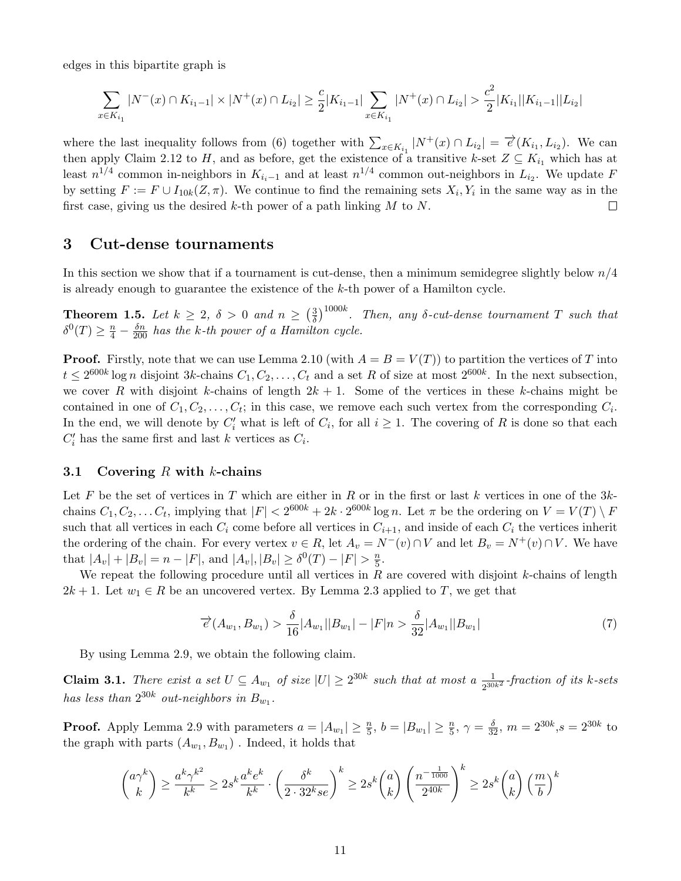edges in this bipartite graph is

$$\sum_{x\in K_{i_1}} |N^-(x)\cap K_{i_1-1}| \times |N^+(x)\cap L_{i_2}| \geq \frac{c}{2}|K_{i_1-1}| \sum_{x\in K_{i_1}} |N^+(x)\cap L_{i_2}| > \frac{c^2}{2}|K_{i_1}||K_{i_1-1}||L_{i_2}|$$

where the last inequality follows from (6) together with $\sum_{x\in K_{i_1}} |N^+(x)\cap L_{i_2}| = \overrightarrow{e}(K_{i_1}, L_{i_2})$. We can then apply Claim 2.12 to $H$, and as before, get the existence of a transitive $k$-set $Z \subseteq K_{i_1}$ which has at least $n^{1/4}$ common in-neighbors in $K_{i_1-1}$ and at least $n^{1/4}$ common out-neighbors in $L_{i_2}$. We update $F$ by setting $F := F \cup I_{10k}(Z,\pi)$. We continue to find the remaining sets $X_i, Y_i$ in the same way as in the first case, giving us the desired $k$-th power of a path linking $M$ to $N$. □

# 3 Cut-dense tournaments

In this section we show that if a tournament is cut-dense, then a minimum semidegree slightly below $n/4$ is already enough to guarantee the existence of the $k$-th power of a Hamilton cycle.

**Theorem 1.5.** *Let $k \geq 2$, $\delta > 0$ and $n \geq \left(\frac{3}{\delta}\right)^{1000k}$. Then, any $\delta$-cut-dense tournament $T$ such that $\delta^0(T) \geq \frac{n}{4} - \frac{\delta n}{200}$ has the $k$-th power of a Hamilton cycle.*

**Proof.** Firstly, note that we can use Lemma 2.10 (with $A = B = V(T)$) to partition the vertices of $T$ into $t \leq 2^{600k}\log n$ disjoint $3k$-chains $C_1, C_2, \ldots, C_t$ and a set $R$ of size at most $2^{600k}$. In the next subsection, we cover $R$ with disjoint $k$-chains of length $2k+1$. Some of the vertices in these $k$-chains might be contained in one of $C_1, C_2, \ldots, C_t$; in this case, we remove each such vertex from the corresponding $C_i$. In the end, we will denote by $C_i'$ what is left of $C_i$, for all $i \geq 1$. The covering of $R$ is done so that each $C_i'$ has the same first and last $k$ vertices as $C_i$.

## 3.1 Covering $R$ with $k$-chains

Let $F$ be the set of vertices in $T$ which are either in $R$ or in the first or last $k$ vertices in one of the $3k$-chains $C_1, C_2, \ldots C_t$, implying that $|F| < 2^{600k} + 2k\cdot 2^{600k}\log n$. Let $\pi$ be the ordering on $V = V(T)\setminus F$ such that all vertices in each $C_i$ come before all vertices in $C_{i+1}$, and inside of each $C_i$ the vertices inherit the ordering of the chain. For every vertex $v \in R$, let $A_v = N^-(v)\cap V$ and let $B_v = N^+(v)\cap V$. We have that $|A_v| + |B_v| = n - |F|$, and $|A_v|, |B_v| \geq \delta^0(T) - |F| > \frac{n}{5}$.

We repeat the following procedure until all vertices in $R$ are covered with disjoint $k$-chains of length $2k+1$. Let $w_1 \in R$ be an uncovered vertex. By Lemma 2.3 applied to $T$, we get that

$$\overrightarrow{e}(A_{w_1}, B_{w_1}) > \frac{\delta}{16}|A_{w_1}||B_{w_1}| - |F|n > \frac{\delta}{32}|A_{w_1}||B_{w_1}| \tag{7}$$

By using Lemma 2.9, we obtain the following claim.

**Claim 3.1.** *There exist a set $U \subseteq A_{w_1}$ of size $|U| \geq 2^{30k}$ such that at most a $\frac{1}{2^{30k^2}}$-fraction of its $k$-sets has less than $2^{30k}$ out-neighbors in $B_{w_1}$.*

**Proof.** Apply Lemma 2.9 with parameters $a = |A_{w_1}| \geq \frac{n}{5}$, $b = |B_{w_1}| \geq \frac{n}{5}$, $\gamma = \frac{\delta}{32}$, $m = 2^{30k}$, $s = 2^{30k}$ to the graph with parts $(A_{w_1}, B_{w_1})$ . Indeed, it holds that

$$\binom{a\gamma^k}{k} \geq \frac{a^k\gamma^{k^2}}{k^k} \geq 2s^k\frac{a^k e^k}{k^k}\cdot\left(\frac{\delta^k}{2\cdot 32^k se}\right)^k \geq 2s^k\binom{a}{k}\left(\frac{n^{-\frac{1}{1000}}}{2^{40k}}\right)^k \geq 2s^k\binom{a}{k}\left(\frac{m}{b}\right)^k$$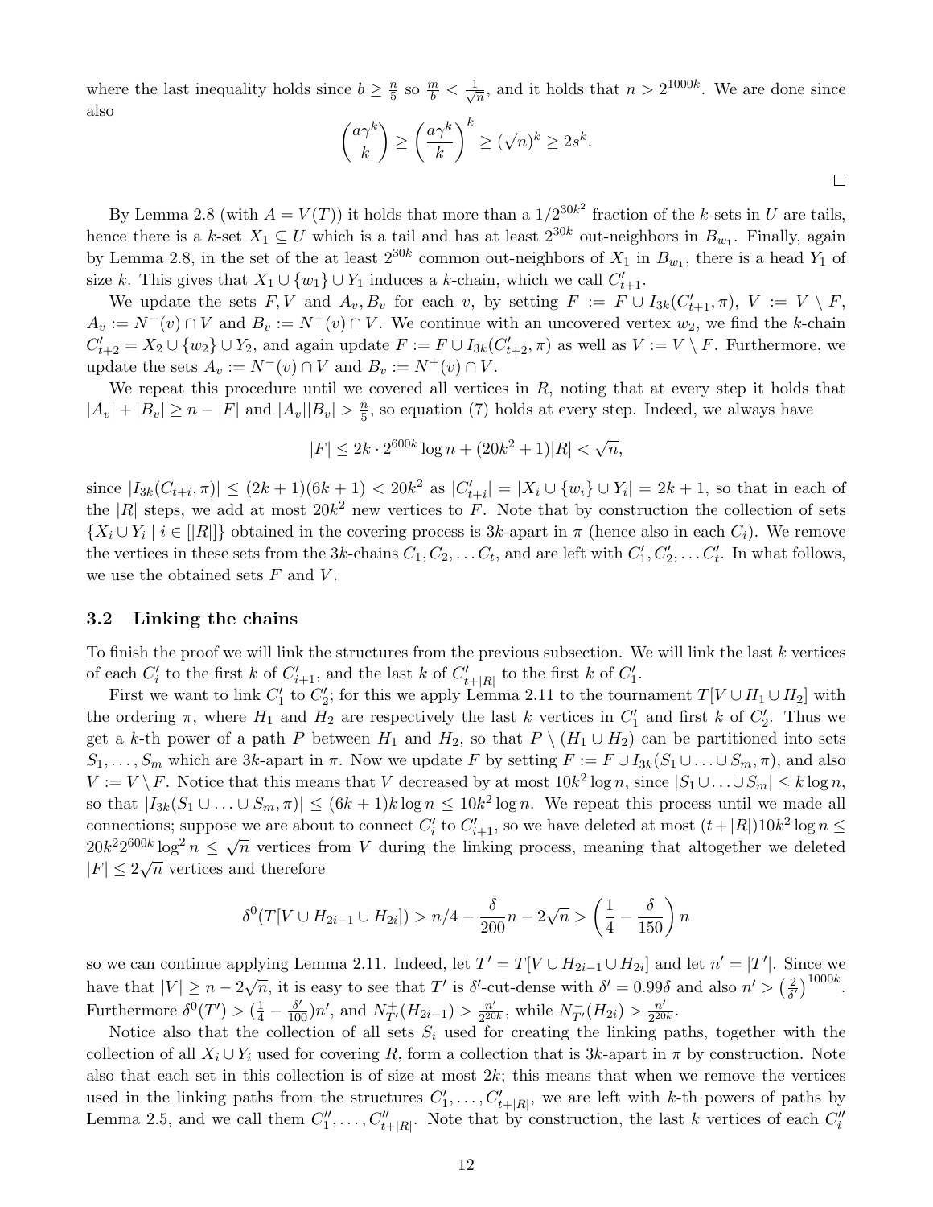where the last inequality holds since $b \geq \frac{n}{5}$ so $\frac{m}{b} < \frac{1}{\sqrt{n}}$, and it holds that $n > 2^{1000k}$. We are done since also

$$\binom{a\gamma^k}{k} \geq \left(\frac{a\gamma^k}{k}\right)^k \geq (\sqrt{n})^k \geq 2s^k.$$

□

By Lemma 2.8 (with $A = V(T)$) it holds that more than a $1/2^{30k^2}$ fraction of the $k$-sets in $U$ are tails, hence there is a $k$-set $X_1 \subseteq U$ which is a tail and has at least $2^{30k}$ out-neighbors in $B_{w_1}$. Finally, again by Lemma 2.8, in the set of the at least $2^{30k}$ common out-neighbors of $X_1$ in $B_{w_1}$, there is a head $Y_1$ of size $k$. This gives that $X_1 \cup \{w_1\} \cup Y_1$ induces a $k$-chain, which we call $C'_{t+1}$.

We update the sets $F, V$ and $A_v, B_v$ for each $v$, by setting $F := F \cup I_{3k}(C'_{t+1}, \pi)$, $V := V \setminus F$, $A_v := N^-(v) \cap V$ and $B_v := N^+(v) \cap V$. We continue with an uncovered vertex $w_2$, we find the $k$-chain $C'_{t+2} = X_2 \cup \{w_2\} \cup Y_2$, and again update $F := F \cup I_{3k}(C'_{t+2}, \pi)$ as well as $V := V \setminus F$. Furthermore, we update the sets $A_v := N^-(v) \cap V$ and $B_v := N^+(v) \cap V$.

We repeat this procedure until we covered all vertices in $R$, noting that at every step it holds that $|A_v| + |B_v| \geq n - |F|$ and $|A_v||B_v| > \frac{n}{5}$, so equation (7) holds at every step. Indeed, we always have

$$|F| \leq 2k \cdot 2^{600k} \log n + (20k^2 + 1)|R| < \sqrt{n},$$

since $|I_{3k}(C_{t+i}, \pi)| \leq (2k+1)(6k+1) < 20k^2$ as $|C'_{t+i}| = |X_i \cup \{w_i\} \cup Y_i| = 2k+1$, so that in each of the $|R|$ steps, we add at most $20k^2$ new vertices to $F$. Note that by construction the collection of sets $\{X_i \cup Y_i \mid i \in [|R|]\}$ obtained in the covering process is $3k$-apart in $\pi$ (hence also in each $C_i$). We remove the vertices in these sets from the $3k$-chains $C_1, C_2, \ldots C_t$, and are left with $C'_1, C'_2, \ldots C'_t$. In what follows, we use the obtained sets $F$ and $V$.

### 3.2 Linking the chains

To finish the proof we will link the structures from the previous subsection. We will link the last $k$ vertices of each $C'_i$ to the first $k$ of $C'_{i+1}$, and the last $k$ of $C'_{t+|R|}$ to the first $k$ of $C'_1$.

First we want to link $C'_1$ to $C'_2$; for this we apply Lemma 2.11 to the tournament $T[V \cup H_1 \cup H_2]$ with the ordering $\pi$, where $H_1$ and $H_2$ are respectively the last $k$ vertices in $C'_1$ and first $k$ of $C'_2$. Thus we get a $k$-th power of a path $P$ between $H_1$ and $H_2$, so that $P \setminus (H_1 \cup H_2)$ can be partitioned into sets $S_1, \ldots, S_m$ which are $3k$-apart in $\pi$. Now we update $F$ by setting $F := F \cup I_{3k}(S_1 \cup \ldots \cup S_m, \pi)$, and also $V := V \setminus F$. Notice that this means that $V$ decreased by at most $10k^2 \log n$, since $|S_1 \cup \ldots \cup S_m| \leq k \log n$, so that $|I_{3k}(S_1 \cup \ldots \cup S_m, \pi)| \leq (6k+1)k \log n \leq 10k^2 \log n$. We repeat this process until we made all connections; suppose we are about to connect $C'_i$ to $C'_{i+1}$, so we have deleted at most $(t + |R|)10k^2 \log n \leq 20k^2 2^{600k} \log^2 n \leq \sqrt{n}$ vertices from $V$ during the linking process, meaning that altogether we deleted $|F| \leq 2\sqrt{n}$ vertices and therefore

$$\delta^0(T[V \cup H_{2i-1} \cup H_{2i}]) > n/4 - \frac{\delta}{200}n - 2\sqrt{n} > \left(\frac{1}{4} - \frac{\delta}{150}\right)n$$

so we can continue applying Lemma 2.11. Indeed, let $T' = T[V \cup H_{2i-1} \cup H_{2i}]$ and let $n' = |T'|$. Since we have that $|V| \geq n - 2\sqrt{n}$, it is easy to see that $T'$ is $\delta'$-cut-dense with $\delta' = 0.99\delta$ and also $n' > \left(\frac{2}{\delta'}\right)^{1000k}$. Furthermore $\delta^0(T') > (\frac{1}{4} - \frac{\delta'}{100})n'$, and $N^+_{T'}(H_{2i-1}) > \frac{n'}{2^{20k}}$, while $N^-_{T'}(H_{2i}) > \frac{n'}{2^{20k}}$.

Notice also that the collection of all sets $S_i$ used for creating the linking paths, together with the collection of all $X_i \cup Y_i$ used for covering $R$, form a collection that is $3k$-apart in $\pi$ by construction. Note also that each set in this collection is of size at most $2k$; this means that when we remove the vertices used in the linking paths from the structures $C'_1, \ldots, C'_{t+|R|}$, we are left with $k$-th powers of paths by Lemma 2.5, and we call them $C''_1, \ldots, C''_{t+|R|}$. Note that by construction, the last $k$ vertices of each $C''_i$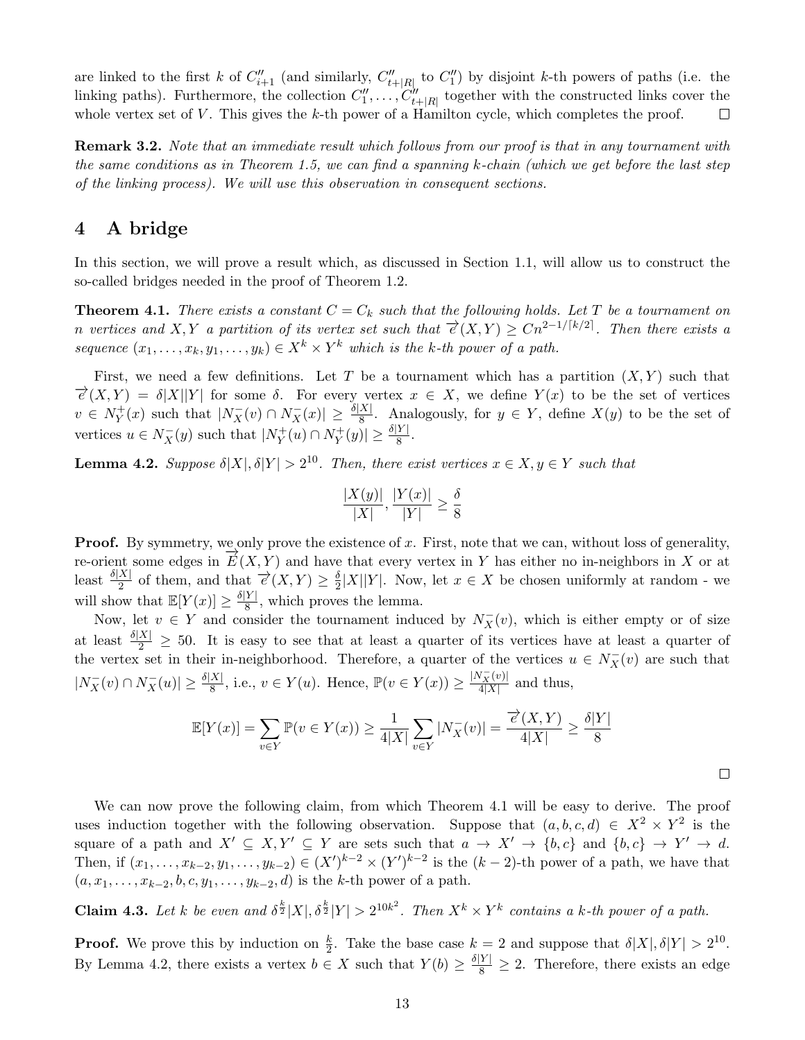are linked to the first $k$ of $C''_{i+1}$ (and similarly, $C''_{t+|R|}$ to $C''_1$) by disjoint $k$-th powers of paths (i.e. the linking paths). Furthermore, the collection $C''_1, \ldots, C''_{t+|R|}$ together with the constructed links cover the whole vertex set of $V$. This gives the $k$-th power of a Hamilton cycle, which completes the proof. ☐

**Remark 3.2.** *Note that an immediate result which follows from our proof is that in any tournament with the same conditions as in Theorem 1.5, we can find a spanning $k$-chain (which we get before the last step of the linking process). We will use this observation in consequent sections.*

# 4 A bridge

In this section, we will prove a result which, as discussed in Section 1.1, will allow us to construct the so-called bridges needed in the proof of Theorem 1.2.

**Theorem 4.1.** *There exists a constant $C = C_k$ such that the following holds. Let $T$ be a tournament on $n$ vertices and $X, Y$ a partition of its vertex set such that $\overrightarrow{e}(X,Y) \geq Cn^{2-1/\lceil k/2 \rceil}$. Then there exists a sequence $(x_1, \ldots, x_k, y_1, \ldots, y_k) \in X^k \times Y^k$ which is the $k$-th power of a path.*

First, we need a few definitions. Let $T$ be a tournament which has a partition $(X, Y)$ such that $\overrightarrow{e}(X,Y) = \delta|X||Y|$ for some $\delta$. For every vertex $x \in X$, we define $Y(x)$ to be the set of vertices $v \in N^+_Y(x)$ such that $|N^-_X(v) \cap N^-_X(x)| \geq \frac{\delta|X|}{8}$. Analogously, for $y \in Y$, define $X(y)$ to be the set of vertices $u \in N^-_X(y)$ such that $|N^+_Y(u) \cap N^+_Y(y)| \geq \frac{\delta|Y|}{8}$.

**Lemma 4.2.** *Suppose $\delta|X|, \delta|Y| > 2^{10}$. Then, there exist vertices $x \in X, y \in Y$ such that*

$$\frac{|X(y)|}{|X|}, \frac{|Y(x)|}{|Y|} \geq \frac{\delta}{8}$$

**Proof.** By symmetry, we only prove the existence of $x$. First, note that we can, without loss of generality, re-orient some edges in $\overrightarrow{E}(X,Y)$ and have that every vertex in $Y$ has either no in-neighbors in $X$ or at least $\frac{\delta|X|}{2}$ of them, and that $\overrightarrow{e}(X,Y) \geq \frac{\delta}{2}|X||Y|$. Now, let $x \in X$ be chosen uniformly at random - we will show that $\mathbb{E}[Y(x)] \geq \frac{\delta|Y|}{8}$, which proves the lemma.

Now, let $v \in Y$ and consider the tournament induced by $N^-_X(v)$, which is either empty or of size at least $\frac{\delta|X|}{2} \geq 50$. It is easy to see that at least a quarter of its vertices have at least a quarter of the vertex set in their in-neighborhood. Therefore, a quarter of the vertices $u \in N^-_X(v)$ are such that $|N^-_X(v) \cap N^-_X(u)| \geq \frac{\delta|X|}{8}$, i.e., $v \in Y(u)$. Hence, $\mathbb{P}(v \in Y(x)) \geq \frac{|N^-_X(v)|}{4|X|}$ and thus,

$$\mathbb{E}[Y(x)] = \sum_{v \in Y} \mathbb{P}(v \in Y(x)) \geq \frac{1}{4|X|} \sum_{v \in Y} |N^-_X(v)| = \frac{\overrightarrow{e}(X,Y)}{4|X|} \geq \frac{\delta|Y|}{8}$$

☐

We can now prove the following claim, from which Theorem 4.1 will be easy to derive. The proof uses induction together with the following observation. Suppose that $(a, b, c, d) \in X^2 \times Y^2$ is the square of a path and $X' \subseteq X, Y' \subseteq Y$ are sets such that $a \to X' \to \{b, c\}$ and $\{b, c\} \to Y' \to d$. Then, if $(x_1, \ldots, x_{k-2}, y_1, \ldots, y_{k-2}) \in (X')^{k-2} \times (Y')^{k-2}$ is the $(k-2)$-th power of a path, we have that $(a, x_1, \ldots, x_{k-2}, b, c, y_1, \ldots, y_{k-2}, d)$ is the $k$-th power of a path.

**Claim 4.3.** *Let $k$ be even and $\delta^{\frac{k}{2}}|X|, \delta^{\frac{k}{2}}|Y| > 2^{10k^2}$. Then $X^k \times Y^k$ contains a $k$-th power of a path.*

**Proof.** We prove this by induction on $\frac{k}{2}$. Take the base case $k = 2$ and suppose that $\delta|X|, \delta|Y| > 2^{10}$. By Lemma 4.2, there exists a vertex $b \in X$ such that $Y(b) \geq \frac{\delta|Y|}{8} \geq 2$. Therefore, there exists an edge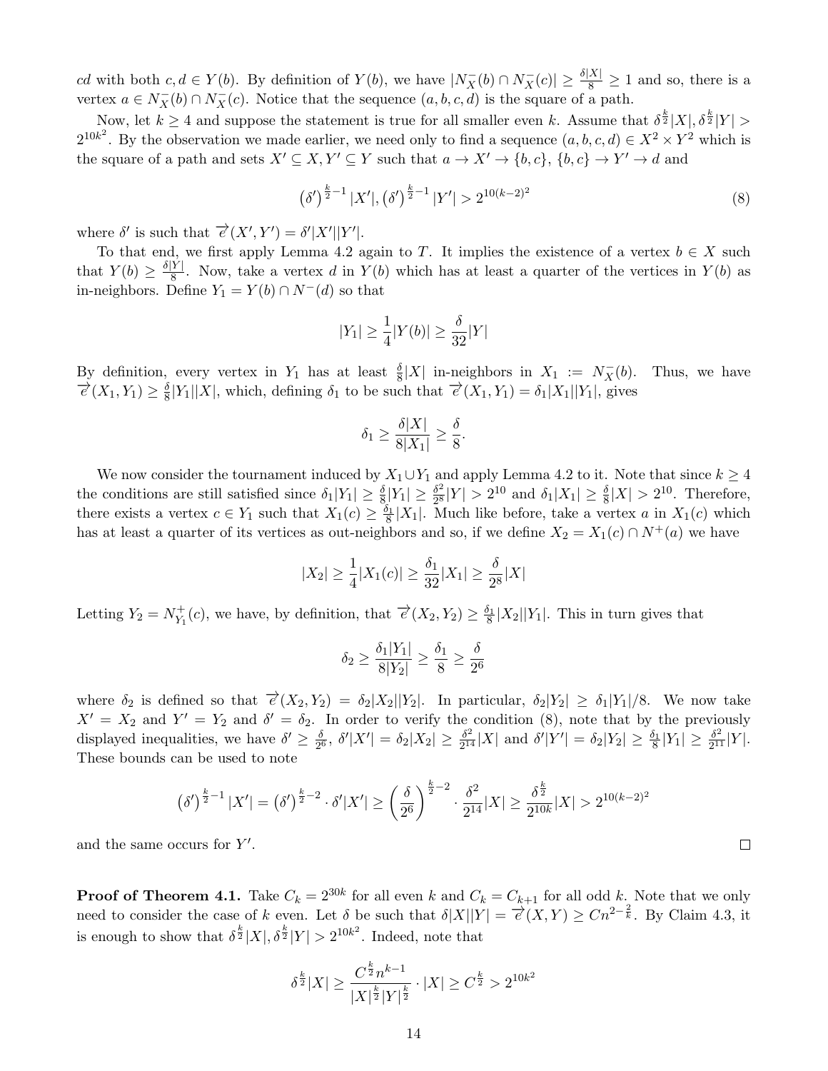$cd$ with both $c, d \in Y(b)$. By definition of $Y(b)$, we have $|N_X^-(b) \cap N_X^-(c)| \geq \frac{\delta |X|}{8} \geq 1$ and so, there is a vertex $a \in N_X^-(b) \cap N_X^-(c)$. Notice that the sequence $(a, b, c, d)$ is the square of a path.

Now, let $k \geq 4$ and suppose the statement is true for all smaller even $k$. Assume that $\delta^{\frac{k}{2}}|X|, \delta^{\frac{k}{2}}|Y| > 2^{10k^2}$. By the observation we made earlier, we need only to find a sequence $(a, b, c, d) \in X^2 \times Y^2$ which is the square of a path and sets $X' \subseteq X, Y' \subseteq Y$ such that $a \to X' \to \{b, c\}$, $\{b, c\} \to Y' \to d$ and

$$(\delta')^{\frac{k}{2}-1}|X'|, (\delta')^{\frac{k}{2}-1}|Y'| > 2^{10(k-2)^2} \tag{8}$$

where $\delta'$ is such that $\overrightarrow{e}(X', Y') = \delta'|X'||Y'|$.

To that end, we first apply Lemma 4.2 again to $T$. It implies the existence of a vertex $b \in X$ such that $Y(b) \geq \frac{\delta |Y|}{8}$. Now, take a vertex $d$ in $Y(b)$ which has at least a quarter of the vertices in $Y(b)$ as in-neighbors. Define $Y_1 = Y(b) \cap N^-(d)$ so that

$$|Y_1| \geq \frac{1}{4}|Y(b)| \geq \frac{\delta}{32}|Y|$$

By definition, every vertex in $Y_1$ has at least $\frac{\delta}{8}|X|$ in-neighbors in $X_1 := N_X^-(b)$. Thus, we have $\overrightarrow{e}(X_1, Y_1) \geq \frac{\delta}{8}|Y_1||X|$, which, defining $\delta_1$ to be such that $\overrightarrow{e}(X_1, Y_1) = \delta_1|X_1||Y_1|$, gives

$$\delta_1 \geq \frac{\delta |X|}{8|X_1|} \geq \frac{\delta}{8}.$$

We now consider the tournament induced by $X_1 \cup Y_1$ and apply Lemma 4.2 to it. Note that since $k \geq 4$ the conditions are still satisfied since $\delta_1|Y_1| \geq \frac{\delta}{8}|Y_1| \geq \frac{\delta^2}{2^8}|Y| > 2^{10}$ and $\delta_1|X_1| \geq \frac{\delta}{8}|X| > 2^{10}$. Therefore, there exists a vertex $c \in Y_1$ such that $X_1(c) \geq \frac{\delta_1}{8}|X_1|$. Much like before, take a vertex $a$ in $X_1(c)$ which has at least a quarter of its vertices as out-neighbors and so, if we define $X_2 = X_1(c) \cap N^+(a)$ we have

$$|X_2| \geq \frac{1}{4}|X_1(c)| \geq \frac{\delta_1}{32}|X_1| \geq \frac{\delta}{2^8}|X|$$

Letting $Y_2 = N_{Y_1}^+(c)$, we have, by definition, that $\overrightarrow{e}(X_2, Y_2) \geq \frac{\delta_1}{8}|X_2||Y_1|$. This in turn gives that

$$\delta_2 \geq \frac{\delta_1|Y_1|}{8|Y_2|} \geq \frac{\delta_1}{8} \geq \frac{\delta}{2^6}$$

where $\delta_2$ is defined so that $\overrightarrow{e}(X_2, Y_2) = \delta_2|X_2||Y_2|$. In particular, $\delta_2|Y_2| \geq \delta_1|Y_1|/8$. We now take $X' = X_2$ and $Y' = Y_2$ and $\delta' = \delta_2$. In order to verify the condition (8), note that by the previously displayed inequalities, we have $\delta' \geq \frac{\delta}{2^6}$, $\delta'|X'| = \delta_2|X_2| \geq \frac{\delta^2}{2^{14}}|X|$ and $\delta'|Y'| = \delta_2|Y_2| \geq \frac{\delta_1}{8}|Y_1| \geq \frac{\delta^2}{2^{11}}|Y|$. These bounds can be used to note

$$(\delta')^{\frac{k}{2}-1}|X'| = (\delta')^{\frac{k}{2}-2} \cdot \delta'|X'| \geq \left(\frac{\delta}{2^6}\right)^{\frac{k}{2}-2} \cdot \frac{\delta^2}{2^{14}}|X| \geq \frac{\delta^{\frac{k}{2}}}{2^{10k}}|X| > 2^{10(k-2)^2}$$

and the same occurs for $Y'$. $\square$

**Proof of Theorem 4.1.** Take $C_k = 2^{30k}$ for all even $k$ and $C_k = C_{k+1}$ for all odd $k$. Note that we only need to consider the case of $k$ even. Let $\delta$ be such that $\delta|X||Y| = \overrightarrow{e}(X, Y) \geq Cn^{2-\frac{2}{k}}$. By Claim 4.3, it is enough to show that $\delta^{\frac{k}{2}}|X|, \delta^{\frac{k}{2}}|Y| > 2^{10k^2}$. Indeed, note that

$$\delta^{\frac{k}{2}}|X| \geq \frac{C^{\frac{k}{2}}n^{k-1}}{|X|^{\frac{k}{2}}|Y|^{\frac{k}{2}}} \cdot |X| \geq C^{\frac{k}{2}} > 2^{10k^2}$$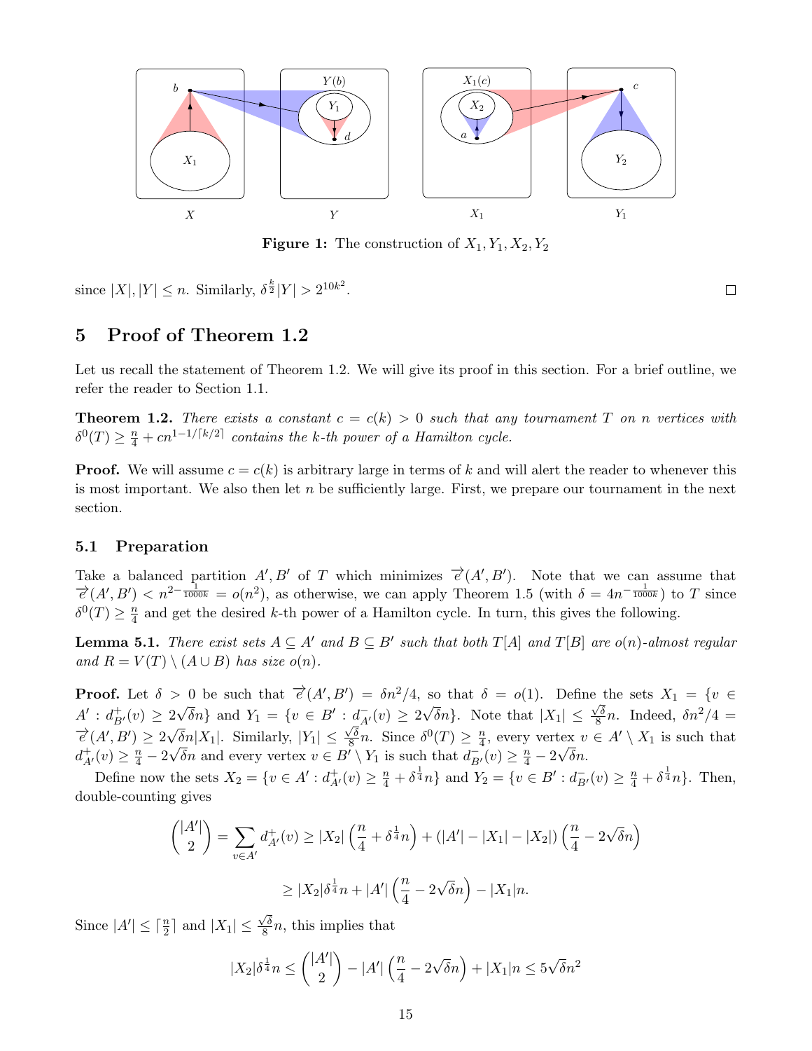Figure 1: The construction of $X_1, Y_1, X_2, Y_2$

since $|X|, |Y| \leq n$. Similarly, $\delta^{\frac{k}{2}}|Y| > 2^{10k^2}$. □

# 5 Proof of Theorem 1.2

Let us recall the statement of Theorem 1.2. We will give its proof in this section. For a brief outline, we refer the reader to Section 1.1.

**Theorem 1.2.** *There exists a constant $c = c(k) > 0$ such that any tournament $T$ on $n$ vertices with $\delta^0(T) \geq \frac{n}{4} + cn^{1-1/\lceil k/2 \rceil}$ contains the $k$-th power of a Hamilton cycle.*

**Proof.** We will assume $c = c(k)$ is arbitrary large in terms of $k$ and will alert the reader to whenever this is most important. We also then let $n$ be sufficiently large. First, we prepare our tournament in the next section.

## 5.1 Preparation

Take a balanced partition $A', B'$ of $T$ which minimizes $\overrightarrow{e}(A', B')$. Note that we can assume that $\overrightarrow{e}(A', B') < n^{2-\frac{1}{1000k}} = o(n^2)$, as otherwise, we can apply Theorem 1.5 (with $\delta = 4n^{-\frac{1}{1000k}}$) to $T$ since $\delta^0(T) \geq \frac{n}{4}$ and get the desired $k$-th power of a Hamilton cycle. In turn, this gives the following.

**Lemma 5.1.** *There exist sets $A \subseteq A'$ and $B \subseteq B'$ such that both $T[A]$ and $T[B]$ are $o(n)$-almost regular and $R = V(T) \setminus (A \cup B)$ has size $o(n)$.*

**Proof.** Let $\delta > 0$ be such that $\overrightarrow{e}(A', B') = \delta n^2/4$, so that $\delta = o(1)$. Define the sets $X_1 = \{v \in A' : d^+_{B'}(v) \geq 2\sqrt{\delta}n\}$ and $Y_1 = \{v \in B' : d^-_{A'}(v) \geq 2\sqrt{\delta}n\}$. Note that $|X_1| \leq \frac{\sqrt{\delta}}{8}n$. Indeed, $\delta n^2/4 = \overrightarrow{e}(A', B') \geq 2\sqrt{\delta}n|X_1|$. Similarly, $|Y_1| \leq \frac{\sqrt{\delta}}{8}n$. Since $\delta^0(T) \geq \frac{n}{4}$, every vertex $v \in A' \setminus X_1$ is such that $d^+_{A'}(v) \geq \frac{n}{4} - 2\sqrt{\delta}n$ and every vertex $v \in B' \setminus Y_1$ is such that $d^-_{B'}(v) \geq \frac{n}{4} - 2\sqrt{\delta}n$.

Define now the sets $X_2 = \{v \in A' : d^+_{A'}(v) \geq \frac{n}{4} + \delta^{\frac{1}{4}}n\}$ and $Y_2 = \{v \in B' : d^-_{B'}(v) \geq \frac{n}{4} + \delta^{\frac{1}{4}}n\}$. Then, double-counting gives

$$\binom{|A'|}{2} = \sum_{v \in A'} d^+_{A'}(v) \geq |X_2|\left(\frac{n}{4} + \delta^{\frac{1}{4}}n\right) + (|A'| - |X_1| - |X_2|)\left(\frac{n}{4} - 2\sqrt{\delta}n\right)$$

$$\geq |X_2|\delta^{\frac{1}{4}}n + |A'|\left(\frac{n}{4} - 2\sqrt{\delta}n\right) - |X_1|n.$$

Since $|A'| \leq \lceil \frac{n}{2} \rceil$ and $|X_1| \leq \frac{\sqrt{\delta}}{8}n$, this implies that

$$|X_2|\delta^{\frac{1}{4}}n \leq \binom{|A'|}{2} - |A'|\left(\frac{n}{4} - 2\sqrt{\delta}n\right) + |X_1|n \leq 5\sqrt{\delta}n^2$$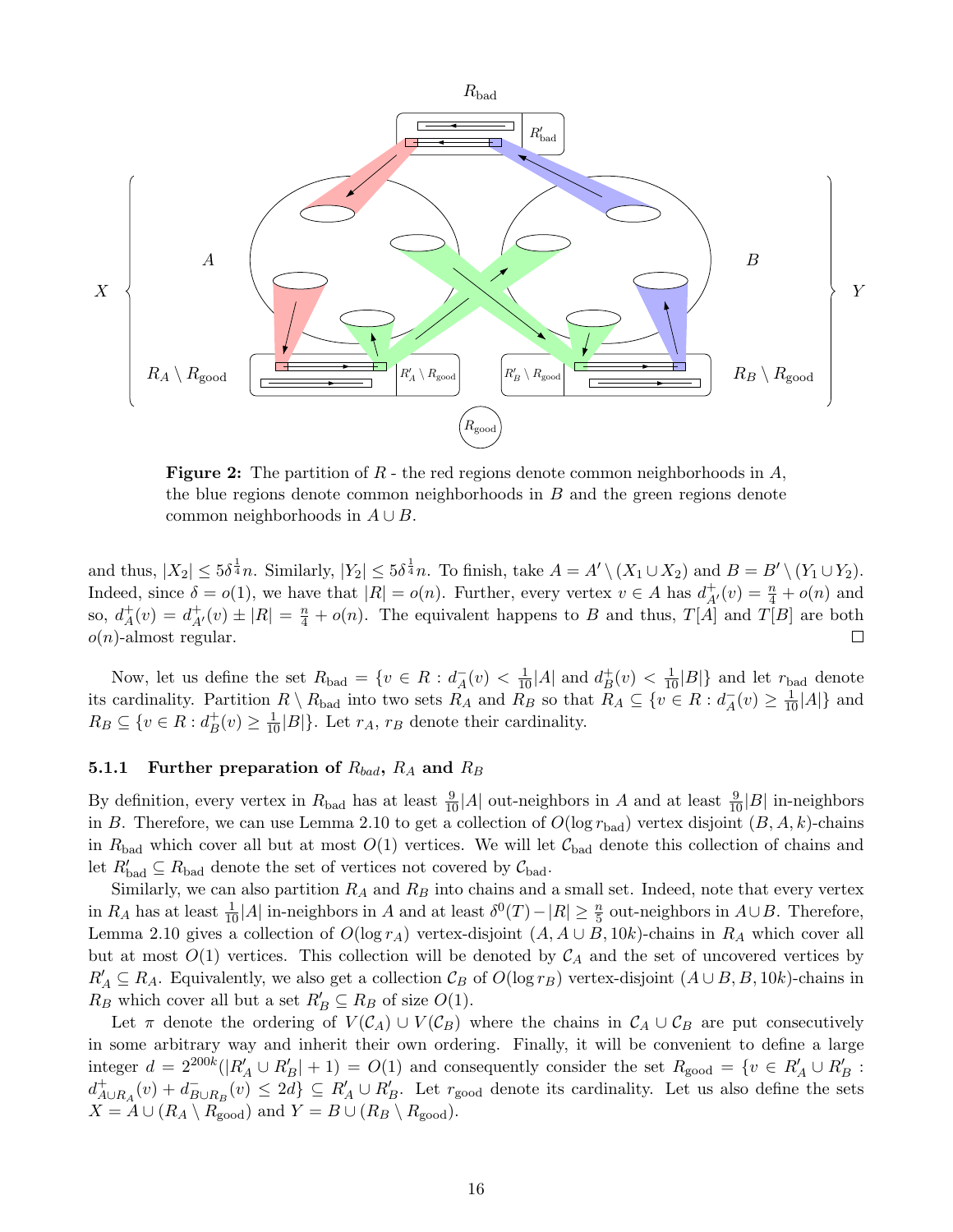**Figure 2:** The partition of $R$ - the red regions denote common neighborhoods in $A$, the blue regions denote common neighborhoods in $B$ and the green regions denote common neighborhoods in $A \cup B$.

and thus, $|X_2| \leq 5\delta^{\frac{1}{4}}n$. Similarly, $|Y_2| \leq 5\delta^{\frac{1}{4}}n$. To finish, take $A = A' \setminus (X_1 \cup X_2)$ and $B = B' \setminus (Y_1 \cup Y_2)$. Indeed, since $\delta = o(1)$, we have that $|R| = o(n)$. Further, every vertex $v \in A$ has $d^+_{A'}(v) = \frac{n}{4} + o(n)$ and so, $d^+_A(v) = d^+_{A'}(v) \pm |R| = \frac{n}{4} + o(n)$. The equivalent happens to $B$ and thus, $T[A]$ and $T[B]$ are both $o(n)$-almost regular. □

Now, let us define the set $R_{\text{bad}} = \{v \in R : d^-_A(v) < \frac{1}{10}|A| \text{ and } d^+_B(v) < \frac{1}{10}|B|\}$ and let $r_{\text{bad}}$ denote its cardinality. Partition $R \setminus R_{\text{bad}}$ into two sets $R_A$ and $R_B$ so that $R_A \subseteq \{v \in R : d^-_A(v) \geq \frac{1}{10}|A|\}$ and $R_B \subseteq \{v \in R : d^+_B(v) \geq \frac{1}{10}|B|\}$. Let $r_A$, $r_B$ denote their cardinality.

### 5.1.1 Further preparation of $R_{bad}$, $R_A$ and $R_B$

By definition, every vertex in $R_{\text{bad}}$ has at least $\frac{9}{10}|A|$ out-neighbors in $A$ and at least $\frac{9}{10}|B|$ in-neighbors in $B$. Therefore, we can use Lemma 2.10 to get a collection of $O(\log r_{\text{bad}})$ vertex disjoint $(B, A, k)$-chains in $R_{\text{bad}}$ which cover all but at most $O(1)$ vertices. We will let $\mathcal{C}_{\text{bad}}$ denote this collection of chains and let $R'_{\text{bad}} \subseteq R_{\text{bad}}$ denote the set of vertices not covered by $\mathcal{C}_{\text{bad}}$.

Similarly, we can also partition $R_A$ and $R_B$ into chains and a small set. Indeed, note that every vertex in $R_A$ has at least $\frac{1}{10}|A|$ in-neighbors in $A$ and at least $\delta^0(T) - |R| \geq \frac{n}{5}$ out-neighbors in $A \cup B$. Therefore, Lemma 2.10 gives a collection of $O(\log r_A)$ vertex-disjoint $(A, A \cup B, 10k)$-chains in $R_A$ which cover all but at most $O(1)$ vertices. This collection will be denoted by $\mathcal{C}_A$ and the set of uncovered vertices by $R'_A \subseteq R_A$. Equivalently, we also get a collection $\mathcal{C}_B$ of $O(\log r_B)$ vertex-disjoint $(A \cup B, B, 10k)$-chains in $R_B$ which cover all but a set $R'_B \subseteq R_B$ of size $O(1)$.

Let $\pi$ denote the ordering of $V(\mathcal{C}_A) \cup V(\mathcal{C}_B)$ where the chains in $\mathcal{C}_A \cup \mathcal{C}_B$ are put consecutively in some arbitrary way and inherit their own ordering. Finally, it will be convenient to define a large integer $d = 2^{200k}(|R'_A \cup R'_B| + 1) = O(1)$ and consequently consider the set $R_{\text{good}} = \{v \in R'_A \cup R'_B : d^+_{A \cup R_A}(v) + d^-_{B \cup R_B}(v) \leq 2d\} \subseteq R'_A \cup R'_B$. Let $r_{\text{good}}$ denote its cardinality. Let us also define the sets $X = A \cup (R_A \setminus R_{\text{good}})$ and $Y = B \cup (R_B \setminus R_{\text{good}})$.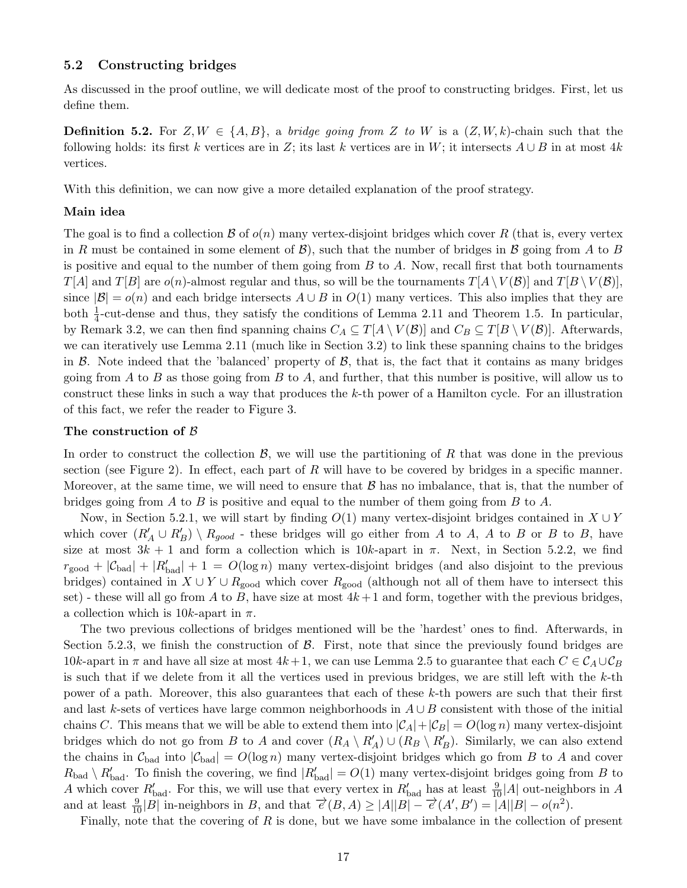### 5.2 Constructing bridges

As discussed in the proof outline, we will dedicate most of the proof to constructing bridges. First, let us define them.

**Definition 5.2.** For $Z, W \in \{A, B\}$, a *bridge going from $Z$ to $W$* is a $(Z, W, k)$-chain such that the following holds: its first $k$ vertices are in $Z$; its last $k$ vertices are in $W$; it intersects $A \cup B$ in at most $4k$ vertices.

With this definition, we can now give a more detailed explanation of the proof strategy.

**Main idea**

The goal is to find a collection $\mathcal{B}$ of $o(n)$ many vertex-disjoint bridges which cover $R$ (that is, every vertex in $R$ must be contained in some element of $\mathcal{B}$), such that the number of bridges in $\mathcal{B}$ going from $A$ to $B$ is positive and equal to the number of them going from $B$ to $A$. Now, recall first that both tournaments $T[A]$ and $T[B]$ are $o(n)$-almost regular and thus, so will be the tournaments $T[A \setminus V(\mathcal{B})]$ and $T[B \setminus V(\mathcal{B})]$, since $|\mathcal{B}| = o(n)$ and each bridge intersects $A \cup B$ in $O(1)$ many vertices. This also implies that they are both $\frac{1}{4}$-cut-dense and thus, they satisfy the conditions of Lemma 2.11 and Theorem 1.5. In particular, by Remark 3.2, we can then find spanning chains $C_A \subseteq T[A \setminus V(\mathcal{B})]$ and $C_B \subseteq T[B \setminus V(\mathcal{B})]$. Afterwards, we can iteratively use Lemma 2.11 (much like in Section 3.2) to link these spanning chains to the bridges in $\mathcal{B}$. Note indeed that the 'balanced' property of $\mathcal{B}$, that is, the fact that it contains as many bridges going from $A$ to $B$ as those going from $B$ to $A$, and further, that this number is positive, will allow us to construct these links in such a way that produces the $k$-th power of a Hamilton cycle. For an illustration of this fact, we refer the reader to Figure 3.

**The construction of $\mathcal{B}$**

In order to construct the collection $\mathcal{B}$, we will use the partitioning of $R$ that was done in the previous section (see Figure 2). In effect, each part of $R$ will have to be covered by bridges in a specific manner. Moreover, at the same time, we will need to ensure that $\mathcal{B}$ has no imbalance, that is, that the number of bridges going from $A$ to $B$ is positive and equal to the number of them going from $B$ to $A$.

Now, in Section 5.2.1, we will start by finding $O(1)$ many vertex-disjoint bridges contained in $X \cup Y$ which cover $(R'_A \cup R'_B) \setminus R_{good}$ - these bridges will go either from $A$ to $A$, $A$ to $B$ or $B$ to $B$, have size at most $3k+1$ and form a collection which is $10k$-apart in $\pi$. Next, in Section 5.2.2, we find $r_{\text{good}} + |\mathcal{C}_{\text{bad}}| + |R'_{\text{bad}}| + 1 = O(\log n)$ many vertex-disjoint bridges (and also disjoint to the previous bridges) contained in $X \cup Y \cup R_{\text{good}}$ which cover $R_{\text{good}}$ (although not all of them have to intersect this set) - these will all go from $A$ to $B$, have size at most $4k+1$ and form, together with the previous bridges, a collection which is $10k$-apart in $\pi$.

The two previous collections of bridges mentioned will be the 'hardest' ones to find. Afterwards, in Section 5.2.3, we finish the construction of $\mathcal{B}$. First, note that since the previously found bridges are $10k$-apart in $\pi$ and have all size at most $4k+1$, we can use Lemma 2.5 to guarantee that each $C \in \mathcal{C}_A \cup \mathcal{C}_B$ is such that if we delete from it all the vertices used in previous bridges, we are still left with the $k$-th power of a path. Moreover, this also guarantees that each of these $k$-th powers are such that their first and last $k$-sets of vertices have large common neighborhoods in $A \cup B$ consistent with those of the initial chains $C$. This means that we will be able to extend them into $|\mathcal{C}_A| + |\mathcal{C}_B| = O(\log n)$ many vertex-disjoint bridges which do not go from $B$ to $A$ and cover $(R_A \setminus R'_A) \cup (R_B \setminus R'_B)$. Similarly, we can also extend the chains in $\mathcal{C}_{\text{bad}}$ into $|\mathcal{C}_{\text{bad}}| = O(\log n)$ many vertex-disjoint bridges which go from $B$ to $A$ and cover $R_{\text{bad}} \setminus R'_{\text{bad}}$. To finish the covering, we find $|R'_{\text{bad}}| = O(1)$ many vertex-disjoint bridges going from $B$ to $A$ which cover $R'_{\text{bad}}$. For this, we will use that every vertex in $R'_{\text{bad}}$ has at least $\frac{9}{10}|A|$ out-neighbors in $A$ and at least $\frac{9}{10}|B|$ in-neighbors in $B$, and that $\overrightarrow{e}(B, A) \geq |A||B| - \overrightarrow{e}(A', B') = |A||B| - o(n^2)$.

Finally, note that the covering of $R$ is done, but we have some imbalance in the collection of present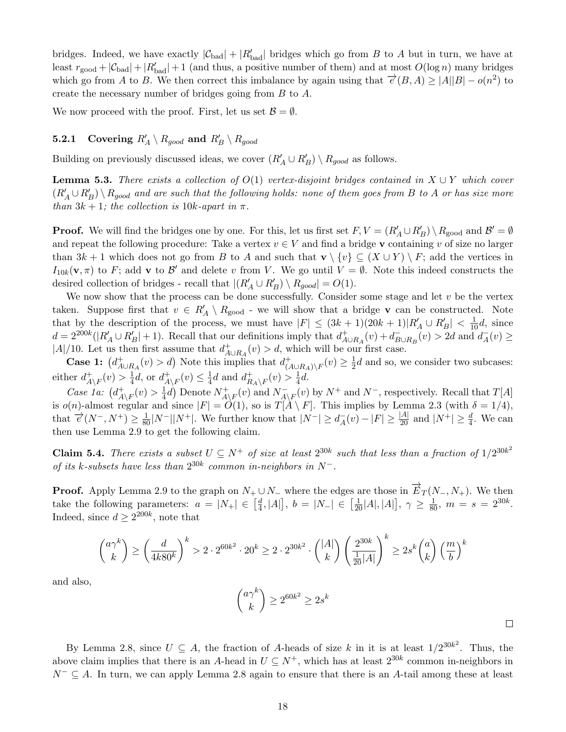bridges. Indeed, we have exactly $|\mathcal{C}_{\text{bad}}| + |R'_{\text{bad}}|$ bridges which go from $B$ to $A$ but in turn, we have at least $r_{\text{good}} + |\mathcal{C}_{\text{bad}}| + |R'_{\text{bad}}| + 1$ (and thus, a positive number of them) and at most $O(\log n)$ many bridges which go from $A$ to $B$. We then correct this imbalance by again using that $\overrightarrow{e}(B, A) \geq |A||B| - o(n^2)$ to create the necessary number of bridges going from $B$ to $A$.

We now proceed with the proof. First, let us set $\mathcal{B} = \emptyset$.

### 5.2.1 Covering $R'_A \setminus R_{good}$ and $R'_B \setminus R_{good}$

Building on previously discussed ideas, we cover $(R'_A \cup R'_B) \setminus R_{good}$ as follows.

**Lemma 5.3.** *There exists a collection of $O(1)$ vertex-disjoint bridges contained in $X \cup Y$ which cover $(R'_A \cup R'_B) \setminus R_{good}$ and are such that the following holds: none of them goes from $B$ to $A$ or has size more than $3k+1$; the collection is $10k$-apart in $\pi$.*

**Proof.** We will find the bridges one by one. For this, let us first set $F, V = (R'_A \cup R'_B) \setminus R_{\text{good}}$ and $\mathcal{B}' = \emptyset$ and repeat the following procedure: Take a vertex $v \in V$ and find a bridge $\mathbf{v}$ containing $v$ of size no larger than $3k+1$ which does not go from $B$ to $A$ and such that $\mathbf{v} \setminus \{v\} \subseteq (X \cup Y) \setminus F$; add the vertices in $I_{10k}(\mathbf{v}, \pi)$ to $F$; add $\mathbf{v}$ to $\mathcal{B}'$ and delete $v$ from $V$. We go until $V = \emptyset$. Note this indeed constructs the desired collection of bridges - recall that $|(R'_A \cup R'_B) \setminus R_{good}| = O(1)$.

We now show that the process can be done successfully. Consider some stage and let $v$ be the vertex taken. Suppose first that $v \in R'_A \setminus R_{\text{good}}$ - we will show that a bridge $\mathbf{v}$ can be constructed. Note that by the description of the process, we must have $|F| \leq (3k+1)(20k+1)|R'_A \cup R'_B| < \frac{1}{10}d$, since $d = 2^{200k}(|R'_A \cup R'_B| + 1)$. Recall that our definitions imply that $d^+_{A \cup R_A}(v) + d^-_{B \cup R_B}(v) > 2d$ and $d^-_A(v) \geq |A|/10$. Let us then first assume that $d^+_{A \cup R_A}(v) > d$, which will be our first case.

**Case 1:** $\left(d^+_{A \cup R_A}(v) > d\right)$ Note this implies that $d^+_{(A \cup R_A) \setminus F}(v) \geq \frac{1}{2}d$ and so, we consider two subcases: either $d^+_{A \setminus F}(v) > \frac{1}{4}d$, or $d^+_{A \setminus F}(v) \leq \frac{1}{4}d$ and $d^+_{R_A \setminus F}(v) > \frac{1}{4}d$.

*Case 1a:* $\left(d^+_{A \setminus F}(v) > \frac{1}{4}d\right)$ Denote $N^+_{A \setminus F}(v)$ and $N^-_{A \setminus F}(v)$ by $N^+$ and $N^-$, respectively. Recall that $T[A]$ is $o(n)$-almost regular and since $|F| = O(1)$, so is $T[A \setminus F]$. This implies by Lemma 2.3 (with $\delta = 1/4$), that $\overrightarrow{e}(N^-, N^+) \geq \frac{1}{80}|N^-||N^+|$. We further know that $|N^-| \geq d^-_A(v) - |F| \geq \frac{|A|}{20}$ and $|N^+| \geq \frac{d}{4}$. We can then use Lemma 2.9 to get the following claim.

**Claim 5.4.** *There exists a subset $U \subseteq N^+$ of size at least $2^{30k}$ such that less than a fraction of $1/2^{30k^2}$ of its $k$-subsets have less than $2^{30k}$ common in-neighbors in $N^-$.*

**Proof.** Apply Lemma 2.9 to the graph on $N_+ \cup N_-$ where the edges are those in $\overrightarrow{E}_T(N_-, N_+)$. We then take the following parameters: $a = |N_+| \in \left[\frac{d}{4}, |A|\right]$, $b = |N_-| \in \left[\frac{1}{20}|A|, |A|\right]$, $\gamma \geq \frac{1}{80}$, $m = s = 2^{30k}$. Indeed, since $d \geq 2^{200k}$, note that

$$\binom{a\gamma^k}{k} \geq \left(\frac{d}{4k80^k}\right)^k > 2 \cdot 2^{60k^2} \cdot 20^k \geq 2 \cdot 2^{30k^2} \cdot \binom{|A|}{k} \left(\frac{2^{30k}}{\frac{1}{20}|A|}\right)^k \geq 2s^k \binom{a}{k} \left(\frac{m}{b}\right)^k$$

and also,

$$\binom{a\gamma^k}{k} \geq 2^{60k^2} \geq 2s^k$$

$\square$

By Lemma 2.8, since $U \subseteq A$, the fraction of $A$-heads of size $k$ in it is at least $1/2^{30k^2}$. Thus, the above claim implies that there is an $A$-head in $U \subseteq N^+$, which has at least $2^{30k}$ common in-neighbors in $N^- \subseteq A$. In turn, we can apply Lemma 2.8 again to ensure that there is an $A$-tail among these at least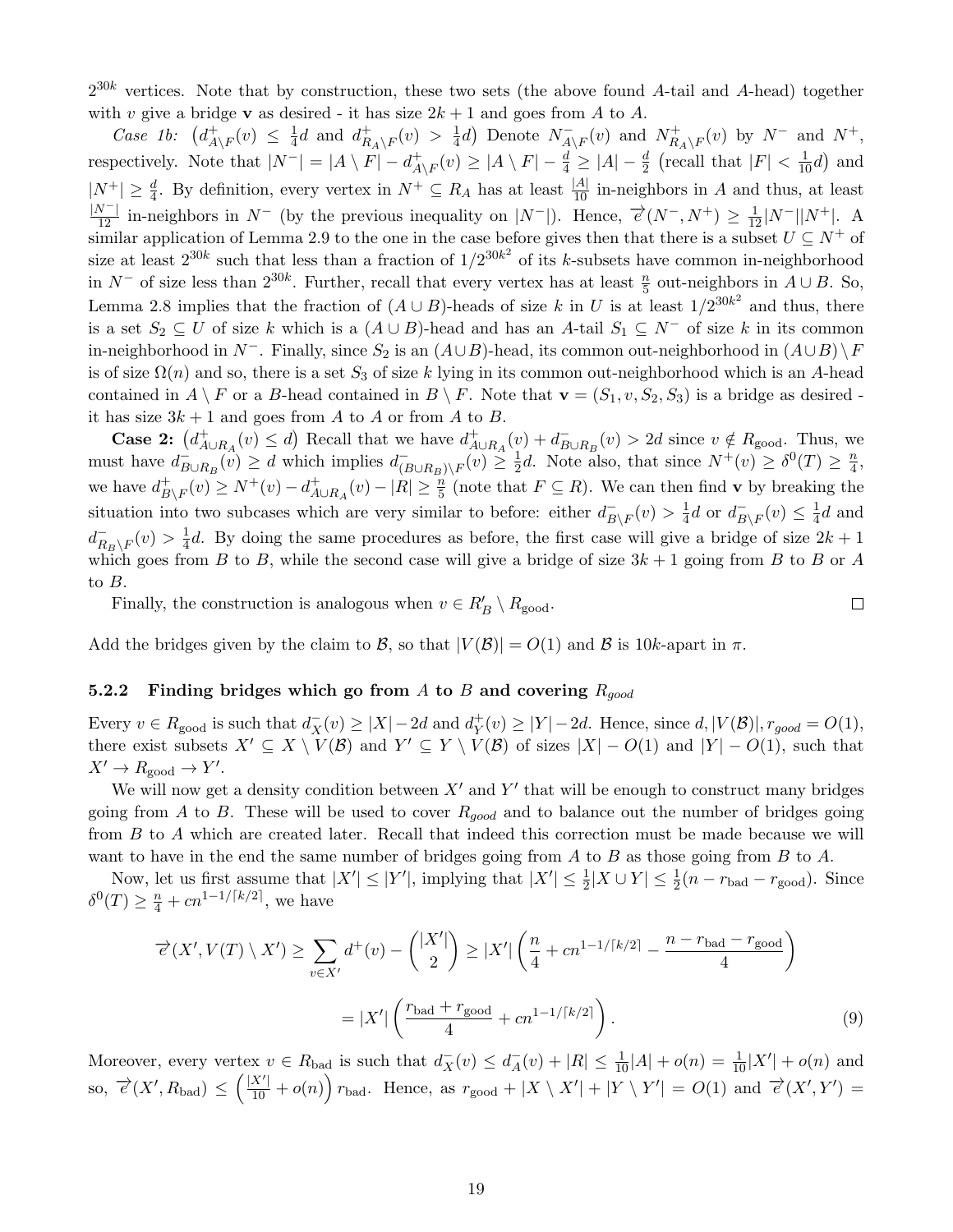$2^{30k}$ vertices. Note that by construction, these two sets (the above found $A$-tail and $A$-head) together with $v$ give a bridge $\mathbf{v}$ as desired - it has size $2k+1$ and goes from $A$ to $A$.

*Case 1b:* $\left(d^+_{A\setminus F}(v) \leq \frac{1}{4}d \text{ and } d^+_{R_A\setminus F}(v) > \frac{1}{4}d\right)$ Denote $N^-_{A\setminus F}(v)$ and $N^+_{R_A\setminus F}(v)$ by $N^-$ and $N^+$, respectively. Note that $|N^-| = |A\setminus F| - d^+_{A\setminus F}(v) \geq |A\setminus F| - \frac{d}{4} \geq |A| - \frac{d}{2}$ (recall that $|F| < \frac{1}{10}d$) and $|N^+| \geq \frac{d}{4}$. By definition, every vertex in $N^+ \subseteq R_A$ has at least $\frac{|A|}{10}$ in-neighbors in $A$ and thus, at least $\frac{|N^-|}{12}$ in-neighbors in $N^-$ (by the previous inequality on $|N^-|$). Hence, $\overrightarrow{e}(N^-, N^+) \geq \frac{1}{12}|N^-||N^+|$. A similar application of Lemma 2.9 to the one in the case before gives then that there is a subset $U \subseteq N^+$ of size at least $2^{30k}$ such that less than a fraction of $1/2^{30k^2}$ of its $k$-subsets have common in-neighborhood in $N^-$ of size less than $2^{30k}$. Further, recall that every vertex has at least $\frac{n}{5}$ out-neighbors in $A\cup B$. So, Lemma 2.8 implies that the fraction of $(A\cup B)$-heads of size $k$ in $U$ is at least $1/2^{30k^2}$ and thus, there is a set $S_2 \subseteq U$ of size $k$ which is a $(A\cup B)$-head and has an $A$-tail $S_1 \subseteq N^-$ of size $k$ in its common in-neighborhood in $N^-$. Finally, since $S_2$ is an $(A\cup B)$-head, its common out-neighborhood in $(A\cup B)\setminus F$ is of size $\Omega(n)$ and so, there is a set $S_3$ of size $k$ lying in its common out-neighborhood which is an $A$-head contained in $A\setminus F$ or a $B$-head contained in $B\setminus F$. Note that $\mathbf{v} = (S_1, v, S_2, S_3)$ is a bridge as desired - it has size $3k+1$ and goes from $A$ to $A$ or from $A$ to $B$.

**Case 2:** $\left(d^+_{A\cup R_A}(v) \leq d\right)$ Recall that we have $d^+_{A\cup R_A}(v) + d^-_{B\cup R_B}(v) > 2d$ since $v \notin R_{\text{good}}$. Thus, we must have $d^-_{B\cup R_B}(v) \geq d$ which implies $d^-_{(B\cup R_B)\setminus F}(v) \geq \frac{1}{2}d$. Note also, that since $N^+(v) \geq \delta^0(T) \geq \frac{n}{4}$, we have $d^+_{B\setminus F}(v) \geq N^+(v) - d^+_{A\cup R_A}(v) - |R| \geq \frac{n}{5}$ (note that $F \subseteq R$). We can then find $\mathbf{v}$ by breaking the situation into two subcases which are very similar to before: either $d^-_{B\setminus F}(v) > \frac{1}{4}d$ or $d^-_{B\setminus F}(v) \leq \frac{1}{4}d$ and $d^-_{R_B\setminus F}(v) > \frac{1}{4}d$. By doing the same procedures as before, the first case will give a bridge of size $2k+1$ which goes from $B$ to $B$, while the second case will give a bridge of size $3k+1$ going from $B$ to $B$ or $A$ to $B$.

Finally, the construction is analogous when $v \in R'_B \setminus R_{\text{good}}$. □

Add the bridges given by the claim to $\mathcal{B}$, so that $|V(\mathcal{B})| = O(1)$ and $\mathcal{B}$ is $10k$-apart in $\pi$.

#### 5.2.2 Finding bridges which go from $A$ to $B$ and covering $R_{good}$

Every $v \in R_{\text{good}}$ is such that $d^-_X(v) \geq |X| - 2d$ and $d^+_Y(v) \geq |Y| - 2d$. Hence, since $d, |V(\mathcal{B})|, r_{good} = O(1)$, there exist subsets $X' \subseteq X \setminus V(\mathcal{B})$ and $Y' \subseteq Y \setminus V(\mathcal{B})$ of sizes $|X| - O(1)$ and $|Y| - O(1)$, such that $X' \to R_{\text{good}} \to Y'$.

We will now get a density condition between $X'$ and $Y'$ that will be enough to construct many bridges going from $A$ to $B$. These will be used to cover $R_{good}$ and to balance out the number of bridges going from $B$ to $A$ which are created later. Recall that indeed this correction must be made because we will want to have in the end the same number of bridges going from $A$ to $B$ as those going from $B$ to $A$.

Now, let us first assume that $|X'| \leq |Y'|$, implying that $|X'| \leq \frac{1}{2}|X\cup Y| \leq \frac{1}{2}(n - r_{\text{bad}} - r_{\text{good}})$. Since $\delta^0(T) \geq \frac{n}{4} + cn^{1-1/\lceil k/2\rceil}$, we have

$$\overrightarrow{e}(X', V(T)\setminus X') \geq \sum_{v\in X'} d^+(v) - \binom{|X'|}{2} \geq |X'|\left(\frac{n}{4} + cn^{1-1/\lceil k/2\rceil} - \frac{n - r_{\text{bad}} - r_{\text{good}}}{4}\right)$$

$$= |X'|\left(\frac{r_{\text{bad}} + r_{\text{good}}}{4} + cn^{1-1/\lceil k/2\rceil}\right). \tag{9}$$

Moreover, every vertex $v \in R_{\text{bad}}$ is such that $d^-_X(v) \leq d^-_A(v) + |R| \leq \frac{1}{10}|A| + o(n) = \frac{1}{10}|X'| + o(n)$ and so, $\overrightarrow{e}(X', R_{\text{bad}}) \leq \left(\frac{|X'|}{10} + o(n)\right) r_{\text{bad}}$. Hence, as $r_{\text{good}} + |X\setminus X'| + |Y\setminus Y'| = O(1)$ and $\overrightarrow{e}(X', Y') =$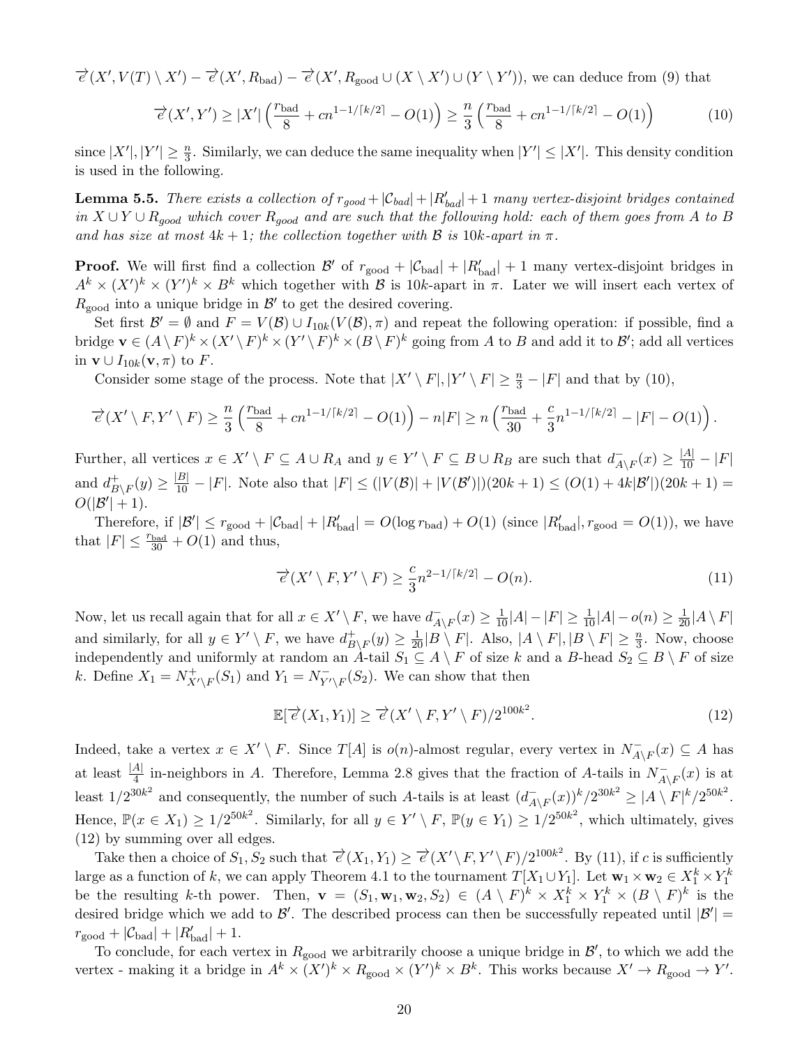$\overrightarrow{e}(X', V(T) \setminus X') - \overrightarrow{e}(X', R_{\text{bad}}) - \overrightarrow{e}(X', R_{\text{good}} \cup (X \setminus X') \cup (Y \setminus Y'))$, we can deduce from (9) that

$$\overrightarrow{e}(X', Y') \geq |X'| \left( \frac{r_{\text{bad}}}{8} + cn^{1-1/\lceil k/2 \rceil} - O(1) \right) \geq \frac{n}{3} \left( \frac{r_{\text{bad}}}{8} + cn^{1-1/\lceil k/2 \rceil} - O(1) \right) \tag{10}$$

since $|X'|, |Y'| \geq \frac{n}{3}$. Similarly, we can deduce the same inequality when $|Y'| \leq |X'|$. This density condition is used in the following.

**Lemma 5.5.** *There exists a collection of $r_{good} + |\mathcal{C}_{bad}| + |R'_{bad}| + 1$ many vertex-disjoint bridges contained in $X \cup Y \cup R_{good}$ which cover $R_{good}$ and are such that the following hold: each of them goes from $A$ to $B$ and has size at most $4k+1$; the collection together with $\mathcal{B}$ is $10k$-apart in $\pi$.*

**Proof.** We will first find a collection $\mathcal{B}'$ of $r_{\text{good}} + |\mathcal{C}_{\text{bad}}| + |R'_{\text{bad}}| + 1$ many vertex-disjoint bridges in $A^k \times (X')^k \times (Y')^k \times B^k$ which together with $\mathcal{B}$ is $10k$-apart in $\pi$. Later we will insert each vertex of $R_{\text{good}}$ into a unique bridge in $\mathcal{B}'$ to get the desired covering.

Set first $\mathcal{B}' = \emptyset$ and $F = V(\mathcal{B}) \cup I_{10k}(V(\mathcal{B}), \pi)$ and repeat the following operation: if possible, find a bridge $\mathbf{v} \in (A \setminus F)^k \times (X' \setminus F)^k \times (Y' \setminus F)^k \times (B \setminus F)^k$ going from $A$ to $B$ and add it to $\mathcal{B}'$; add all vertices in $\mathbf{v} \cup I_{10k}(\mathbf{v}, \pi)$ to $F$.

Consider some stage of the process. Note that $|X' \setminus F|, |Y' \setminus F| \geq \frac{n}{3} - |F|$ and that by (10),

$$\overrightarrow{e}(X' \setminus F, Y' \setminus F) \geq \frac{n}{3} \left( \frac{r_{\text{bad}}}{8} + cn^{1-1/\lceil k/2 \rceil} - O(1) \right) - n|F| \geq n \left( \frac{r_{\text{bad}}}{30} + \frac{c}{3} n^{1-1/\lceil k/2 \rceil} - |F| - O(1) \right).$$

Further, all vertices $x \in X' \setminus F \subseteq A \cup R_A$ and $y \in Y' \setminus F \subseteq B \cup R_B$ are such that $d^-_{A \setminus F}(x) \geq \frac{|A|}{10} - |F|$ and $d^+_{B \setminus F}(y) \geq \frac{|B|}{10} - |F|$. Note also that $|F| \leq (|V(\mathcal{B})| + |V(\mathcal{B}')|)(20k+1) \leq (O(1) + 4k|\mathcal{B}'|)(20k+1) = O(|\mathcal{B}'| + 1)$.

Therefore, if $|\mathcal{B}'| \leq r_{\text{good}} + |\mathcal{C}_{\text{bad}}| + |R'_{\text{bad}}| = O(\log r_{\text{bad}}) + O(1)$ (since $|R'_{\text{bad}}|, r_{\text{good}} = O(1)$), we have that $|F| \leq \frac{r_{\text{bad}}}{30} + O(1)$ and thus,

$$\overrightarrow{e}(X' \setminus F, Y' \setminus F) \geq \frac{c}{3} n^{2-1/\lceil k/2 \rceil} - O(n). \tag{11}$$

Now, let us recall again that for all $x \in X' \setminus F$, we have $d^-_{A \setminus F}(x) \geq \frac{1}{10}|A| - |F| \geq \frac{1}{10}|A| - o(n) \geq \frac{1}{20}|A \setminus F|$ and similarly, for all $y \in Y' \setminus F$, we have $d^+_{B \setminus F}(y) \geq \frac{1}{20}|B \setminus F|$. Also, $|A \setminus F|, |B \setminus F| \geq \frac{n}{3}$. Now, choose independently and uniformly at random an $A$-tail $S_1 \subseteq A \setminus F$ of size $k$ and a $B$-head $S_2 \subseteq B \setminus F$ of size $k$. Define $X_1 = N^+_{X' \setminus F}(S_1)$ and $Y_1 = N^-_{Y' \setminus F}(S_2)$. We can show that then

$$\mathbb{E}[\overrightarrow{e}(X_1, Y_1)] \geq \overrightarrow{e}(X' \setminus F, Y' \setminus F)/2^{100k^2}. \tag{12}$$

Indeed, take a vertex $x \in X' \setminus F$. Since $T[A]$ is $o(n)$-almost regular, every vertex in $N^-_{A \setminus F}(x) \subseteq A$ has at least $\frac{|A|}{4}$ in-neighbors in $A$. Therefore, Lemma 2.8 gives that the fraction of $A$-tails in $N^-_{A \setminus F}(x)$ is at least $1/2^{30k^2}$ and consequently, the number of such $A$-tails is at least $(d^-_{A \setminus F}(x))^k / 2^{30k^2} \geq |A \setminus F|^k / 2^{50k^2}$. Hence, $\mathbb{P}(x \in X_1) \geq 1/2^{50k^2}$. Similarly, for all $y \in Y' \setminus F$, $\mathbb{P}(y \in Y_1) \geq 1/2^{50k^2}$, which ultimately, gives (12) by summing over all edges.

Take then a choice of $S_1, S_2$ such that $\overrightarrow{e}(X_1, Y_1) \geq \overrightarrow{e}(X' \setminus F, Y' \setminus F)/2^{100k^2}$. By (11), if $c$ is sufficiently large as a function of $k$, we can apply Theorem 4.1 to the tournament $T[X_1 \cup Y_1]$. Let $\mathbf{w}_1 \times \mathbf{w}_2 \in X_1^k \times Y_1^k$ be the resulting $k$-th power. Then, $\mathbf{v} = (S_1, \mathbf{w}_1, \mathbf{w}_2, S_2) \in (A \setminus F)^k \times X_1^k \times Y_1^k \times (B \setminus F)^k$ is the desired bridge which we add to $\mathcal{B}'$. The described process can then be successfully repeated until $|\mathcal{B}'| = r_{\text{good}} + |\mathcal{C}_{\text{bad}}| + |R'_{\text{bad}}| + 1$.

To conclude, for each vertex in $R_{\text{good}}$ we arbitrarily choose a unique bridge in $\mathcal{B}'$, to which we add the vertex - making it a bridge in $A^k \times (X')^k \times R_{\text{good}} \times (Y')^k \times B^k$. This works because $X' \to R_{\text{good}} \to Y'$.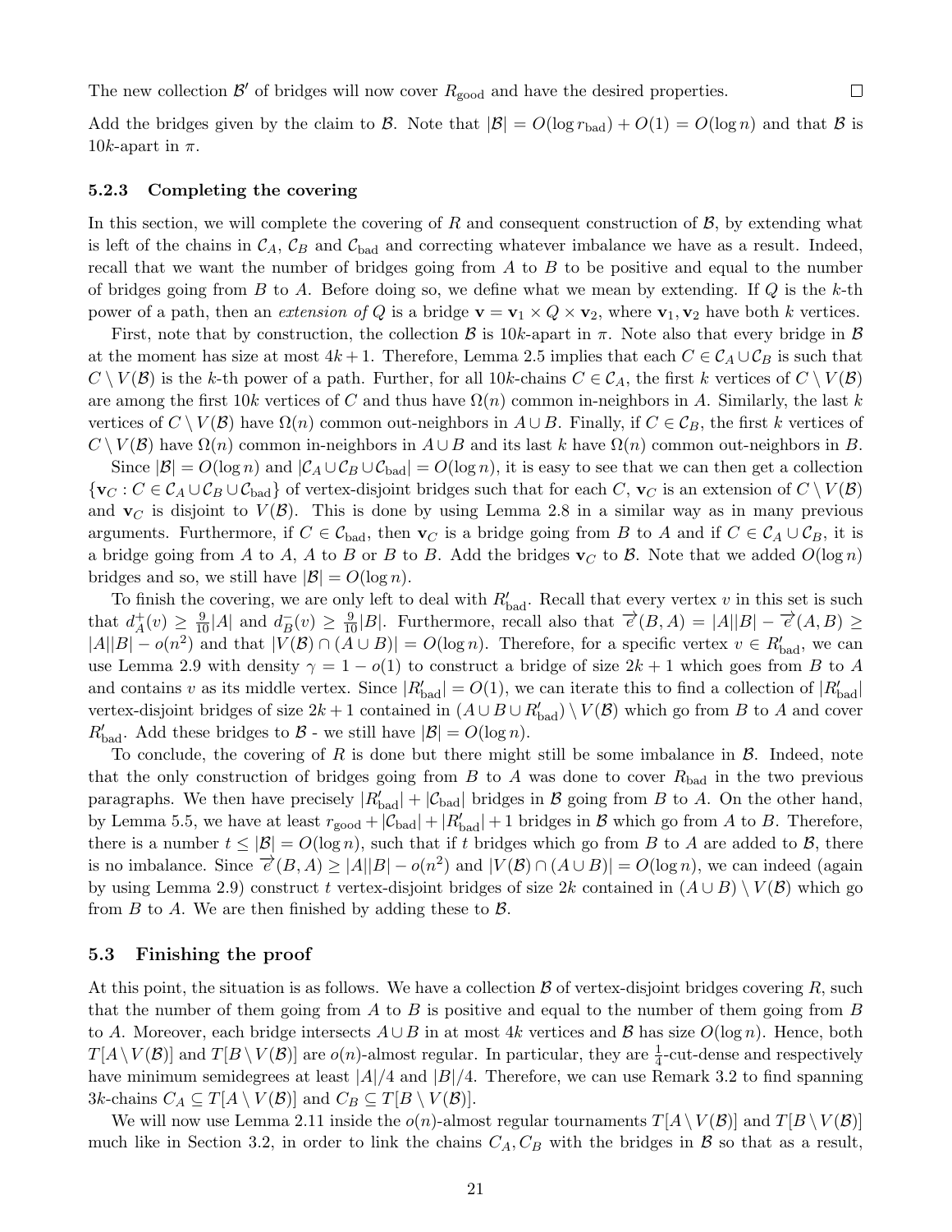The new collection $\mathcal{B}'$ of bridges will now cover $R_{\text{good}}$ and have the desired properties. $\square$

Add the bridges given by the claim to $\mathcal{B}$. Note that $|\mathcal{B}| = O(\log r_{\text{bad}}) + O(1) = O(\log n)$ and that $\mathcal{B}$ is $10k$-apart in $\pi$.

### 5.2.3 Completing the covering

In this section, we will complete the covering of $R$ and consequent construction of $\mathcal{B}$, by extending what is left of the chains in $\mathcal{C}_A$, $\mathcal{C}_B$ and $\mathcal{C}_{\text{bad}}$ and correcting whatever imbalance we have as a result. Indeed, recall that we want the number of bridges going from $A$ to $B$ to be positive and equal to the number of bridges going from $B$ to $A$. Before doing so, we define what we mean by extending. If $Q$ is the $k$-th power of a path, then an *extension of* $Q$ is a bridge $\mathbf{v} = \mathbf{v}_1 \times Q \times \mathbf{v}_2$, where $\mathbf{v}_1, \mathbf{v}_2$ have both $k$ vertices.

First, note that by construction, the collection $\mathcal{B}$ is $10k$-apart in $\pi$. Note also that every bridge in $\mathcal{B}$ at the moment has size at most $4k+1$. Therefore, Lemma 2.5 implies that each $C \in \mathcal{C}_A \cup \mathcal{C}_B$ is such that $C \setminus V(\mathcal{B})$ is the $k$-th power of a path. Further, for all $10k$-chains $C \in \mathcal{C}_A$, the first $k$ vertices of $C \setminus V(\mathcal{B})$ are among the first $10k$ vertices of $C$ and thus have $\Omega(n)$ common in-neighbors in $A$. Similarly, the last $k$ vertices of $C \setminus V(\mathcal{B})$ have $\Omega(n)$ common out-neighbors in $A \cup B$. Finally, if $C \in \mathcal{C}_B$, the first $k$ vertices of $C \setminus V(\mathcal{B})$ have $\Omega(n)$ common in-neighbors in $A \cup B$ and its last $k$ have $\Omega(n)$ common out-neighbors in $B$.

Since $|\mathcal{B}| = O(\log n)$ and $|\mathcal{C}_A \cup \mathcal{C}_B \cup \mathcal{C}_{\text{bad}}| = O(\log n)$, it is easy to see that we can then get a collection $\{\mathbf{v}_C : C \in \mathcal{C}_A \cup \mathcal{C}_B \cup \mathcal{C}_{\text{bad}}\}$ of vertex-disjoint bridges such that for each $C$, $\mathbf{v}_C$ is an extension of $C \setminus V(\mathcal{B})$ and $\mathbf{v}_C$ is disjoint to $V(\mathcal{B})$. This is done by using Lemma 2.8 in a similar way as in many previous arguments. Furthermore, if $C \in \mathcal{C}_{\text{bad}}$, then $\mathbf{v}_C$ is a bridge going from $B$ to $A$ and if $C \in \mathcal{C}_A \cup \mathcal{C}_B$, it is a bridge going from $A$ to $A$, $A$ to $B$ or $B$ to $B$. Add the bridges $\mathbf{v}_C$ to $\mathcal{B}$. Note that we added $O(\log n)$ bridges and so, we still have $|\mathcal{B}| = O(\log n)$.

To finish the covering, we are only left to deal with $R'_{\text{bad}}$. Recall that every vertex $v$ in this set is such that $d^+_A(v) \geq \frac{9}{10}|A|$ and $d^-_B(v) \geq \frac{9}{10}|B|$. Furthermore, recall also that $\overrightarrow{e}(B, A) = |A||B| - \overrightarrow{e}(A, B) \geq |A||B| - o(n^2)$ and that $|V(\mathcal{B}) \cap (A \cup B)| = O(\log n)$. Therefore, for a specific vertex $v \in R'_{\text{bad}}$, we can use Lemma 2.9 with density $\gamma = 1 - o(1)$ to construct a bridge of size $2k+1$ which goes from $B$ to $A$ and contains $v$ as its middle vertex. Since $|R'_{\text{bad}}| = O(1)$, we can iterate this to find a collection of $|R'_{\text{bad}}|$ vertex-disjoint bridges of size $2k+1$ contained in $(A \cup B \cup R'_{\text{bad}}) \setminus V(\mathcal{B})$ which go from $B$ to $A$ and cover $R'_{\text{bad}}$. Add these bridges to $\mathcal{B}$ - we still have $|\mathcal{B}| = O(\log n)$.

To conclude, the covering of $R$ is done but there might still be some imbalance in $\mathcal{B}$. Indeed, note that the only construction of bridges going from $B$ to $A$ was done to cover $R_{\text{bad}}$ in the two previous paragraphs. We then have precisely $|R'_{\text{bad}}| + |\mathcal{C}_{\text{bad}}|$ bridges in $\mathcal{B}$ going from $B$ to $A$. On the other hand, by Lemma 5.5, we have at least $r_{\text{good}} + |\mathcal{C}_{\text{bad}}| + |R'_{\text{bad}}| + 1$ bridges in $\mathcal{B}$ which go from $A$ to $B$. Therefore, there is a number $t \leq |\mathcal{B}| = O(\log n)$, such that if $t$ bridges which go from $B$ to $A$ are added to $\mathcal{B}$, there is no imbalance. Since $\overrightarrow{e}(B, A) \geq |A||B| - o(n^2)$ and $|V(\mathcal{B}) \cap (A \cup B)| = O(\log n)$, we can indeed (again by using Lemma 2.9) construct $t$ vertex-disjoint bridges of size $2k$ contained in $(A \cup B) \setminus V(\mathcal{B})$ which go from $B$ to $A$. We are then finished by adding these to $\mathcal{B}$.

## 5.3 Finishing the proof

At this point, the situation is as follows. We have a collection $\mathcal{B}$ of vertex-disjoint bridges covering $R$, such that the number of them going from $A$ to $B$ is positive and equal to the number of them going from $B$ to $A$. Moreover, each bridge intersects $A \cup B$ in at most $4k$ vertices and $\mathcal{B}$ has size $O(\log n)$. Hence, both $T[A \setminus V(\mathcal{B})]$ and $T[B \setminus V(\mathcal{B})]$ are $o(n)$-almost regular. In particular, they are $\frac{1}{4}$-cut-dense and respectively have minimum semidegrees at least $|A|/4$ and $|B|/4$. Therefore, we can use Remark 3.2 to find spanning $3k$-chains $C_A \subseteq T[A \setminus V(\mathcal{B})]$ and $C_B \subseteq T[B \setminus V(\mathcal{B})]$.

We will now use Lemma 2.11 inside the $o(n)$-almost regular tournaments $T[A \setminus V(\mathcal{B})]$ and $T[B \setminus V(\mathcal{B})]$ much like in Section 3.2, in order to link the chains $C_A, C_B$ with the bridges in $\mathcal{B}$ so that as a result,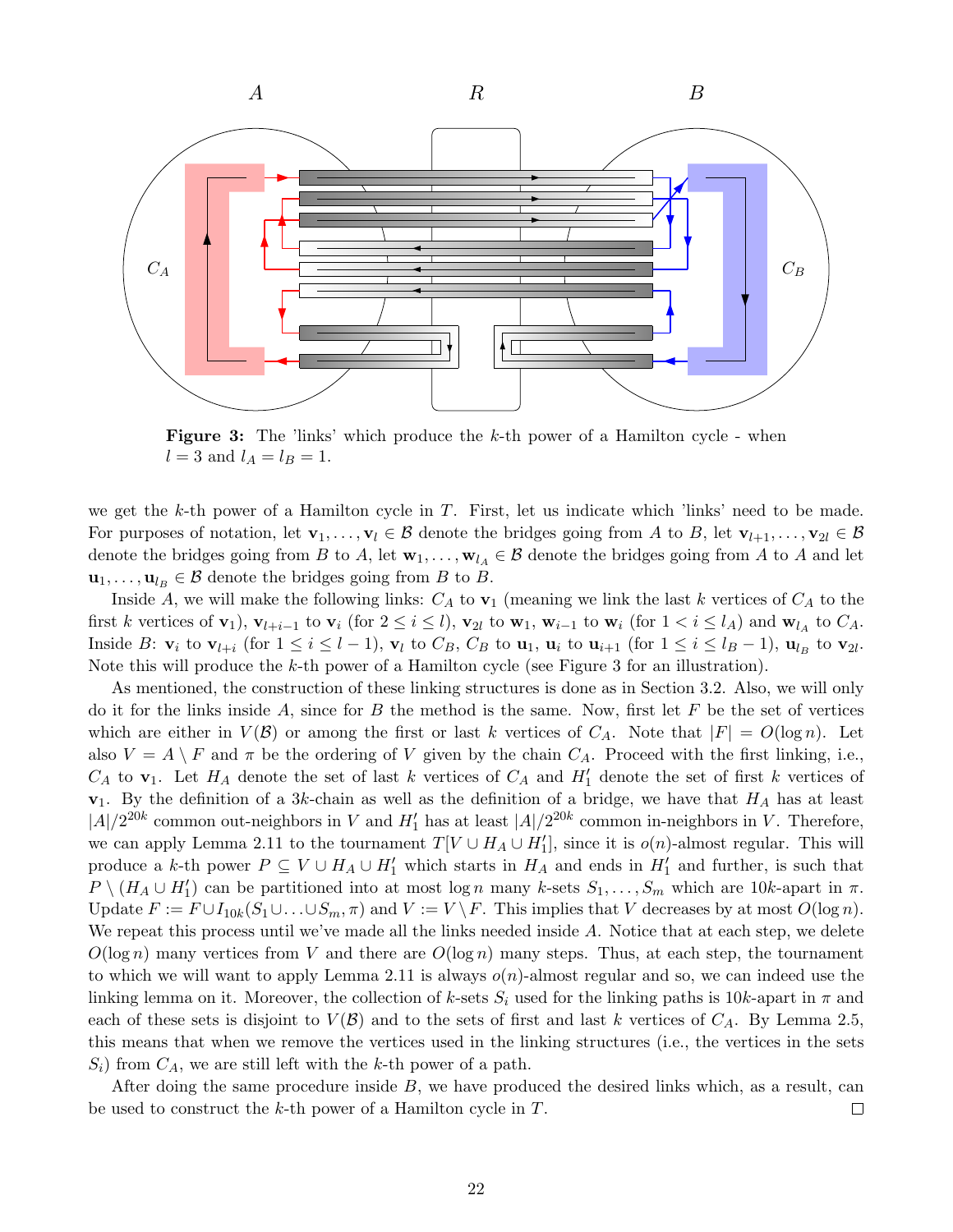**Figure 3:** The 'links' which produce the $k$-th power of a Hamilton cycle - when $l = 3$ and $l_A = l_B = 1$.

we get the $k$-th power of a Hamilton cycle in $T$. First, let us indicate which 'links' need to be made. For purposes of notation, let $\mathbf{v}_1, \ldots, \mathbf{v}_l \in \mathcal{B}$ denote the bridges going from $A$ to $B$, let $\mathbf{v}_{l+1}, \ldots, \mathbf{v}_{2l} \in \mathcal{B}$ denote the bridges going from $B$ to $A$, let $\mathbf{w}_1, \ldots, \mathbf{w}_{l_A} \in \mathcal{B}$ denote the bridges going from $A$ to $A$ and let $\mathbf{u}_1, \ldots, \mathbf{u}_{l_B} \in \mathcal{B}$ denote the bridges going from $B$ to $B$.

Inside $A$, we will make the following links: $C_A$ to $\mathbf{v}_1$ (meaning we link the last $k$ vertices of $C_A$ to the first $k$ vertices of $\mathbf{v}_1$), $\mathbf{v}_{l+i-1}$ to $\mathbf{v}_i$ (for $2 \leq i \leq l$), $\mathbf{v}_{2l}$ to $\mathbf{w}_1$, $\mathbf{w}_{i-1}$ to $\mathbf{w}_i$ (for $1 < i \leq l_A$) and $\mathbf{w}_{l_A}$ to $C_A$. Inside $B$: $\mathbf{v}_i$ to $\mathbf{v}_{l+i}$ (for $1 \leq i \leq l-1$), $\mathbf{v}_l$ to $C_B$, $C_B$ to $\mathbf{u}_1$, $\mathbf{u}_i$ to $\mathbf{u}_{i+1}$ (for $1 \leq i \leq l_B - 1$), $\mathbf{u}_{l_B}$ to $\mathbf{v}_{2l}$. Note this will produce the $k$-th power of a Hamilton cycle (see Figure 3 for an illustration).

As mentioned, the construction of these linking structures is done as in Section 3.2. Also, we will only do it for the links inside $A$, since for $B$ the method is the same. Now, first let $F$ be the set of vertices which are either in $V(\mathcal{B})$ or among the first or last $k$ vertices of $C_A$. Note that $|F| = O(\log n)$. Let also $V = A \setminus F$ and $\pi$ be the ordering of $V$ given by the chain $C_A$. Proceed with the first linking, i.e., $C_A$ to $\mathbf{v}_1$. Let $H_A$ denote the set of last $k$ vertices of $C_A$ and $H_1'$ denote the set of first $k$ vertices of $\mathbf{v}_1$. By the definition of a $3k$-chain as well as the definition of a bridge, we have that $H_A$ has at least $|A|/2^{20k}$ common out-neighbors in $V$ and $H_1'$ has at least $|A|/2^{20k}$ common in-neighbors in $V$. Therefore, we can apply Lemma 2.11 to the tournament $T[V \cup H_A \cup H_1']$, since it is $o(n)$-almost regular. This will produce a $k$-th power $P \subseteq V \cup H_A \cup H_1'$ which starts in $H_A$ and ends in $H_1'$ and further, is such that $P \setminus (H_A \cup H_1')$ can be partitioned into at most $\log n$ many $k$-sets $S_1, \ldots, S_m$ which are $10k$-apart in $\pi$. Update $F := F \cup I_{10k}(S_1 \cup \ldots \cup S_m, \pi)$ and $V := V \setminus F$. This implies that $V$ decreases by at most $O(\log n)$. We repeat this process until we've made all the links needed inside $A$. Notice that at each step, we delete $O(\log n)$ many vertices from $V$ and there are $O(\log n)$ many steps. Thus, at each step, the tournament to which we will want to apply Lemma 2.11 is always $o(n)$-almost regular and so, we can indeed use the linking lemma on it. Moreover, the collection of $k$-sets $S_i$ used for the linking paths is $10k$-apart in $\pi$ and each of these sets is disjoint to $V(\mathcal{B})$ and to the sets of first and last $k$ vertices of $C_A$. By Lemma 2.5, this means that when we remove the vertices used in the linking structures (i.e., the vertices in the sets $S_i$) from $C_A$, we are still left with the $k$-th power of a path.

After doing the same procedure inside $B$, we have produced the desired links which, as a result, can be used to construct the $k$-th power of a Hamilton cycle in $T$. □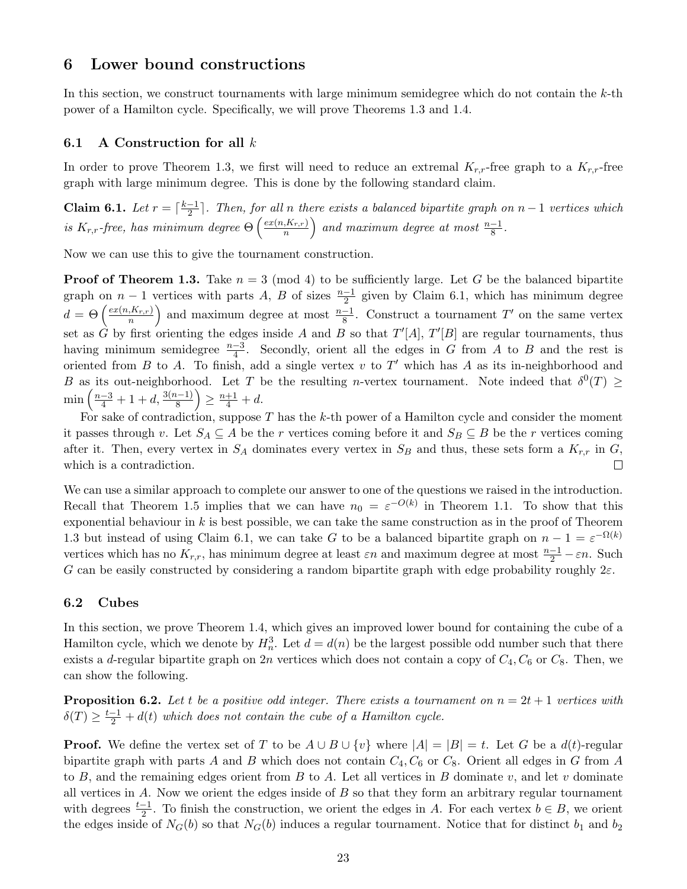# 6 Lower bound constructions

In this section, we construct tournaments with large minimum semidegree which do not contain the $k$-th power of a Hamilton cycle. Specifically, we will prove Theorems 1.3 and 1.4.

## 6.1 A Construction for all $k$

In order to prove Theorem 1.3, we first will need to reduce an extremal $K_{r,r}$-free graph to a $K_{r,r}$-free graph with large minimum degree. This is done by the following standard claim.

**Claim 6.1.** *Let $r = \lceil \frac{k-1}{2} \rceil$. Then, for all $n$ there exists a balanced bipartite graph on $n-1$ vertices which is $K_{r,r}$-free, has minimum degree $\Theta\left(\frac{ex(n,K_{r,r})}{n}\right)$ and maximum degree at most $\frac{n-1}{8}$.*

Now we can use this to give the tournament construction.

**Proof of Theorem 1.3.** Take $n = 3 \pmod 4$ to be sufficiently large. Let $G$ be the balanced bipartite graph on $n-1$ vertices with parts $A$, $B$ of sizes $\frac{n-1}{2}$ given by Claim 6.1, which has minimum degree $d = \Theta\left(\frac{ex(n,K_{r,r})}{n}\right)$ and maximum degree at most $\frac{n-1}{8}$. Construct a tournament $T'$ on the same vertex set as $G$ by first orienting the edges inside $A$ and $B$ so that $T'[A]$, $T'[B]$ are regular tournaments, thus having minimum semidegree $\frac{n-3}{4}$. Secondly, orient all the edges in $G$ from $A$ to $B$ and the rest is oriented from $B$ to $A$. To finish, add a single vertex $v$ to $T'$ which has $A$ as its in-neighborhood and $B$ as its out-neighborhood. Let $T$ be the resulting $n$-vertex tournament. Note indeed that $\delta^0(T) \geq \min\left(\frac{n-3}{4} + 1 + d, \frac{3(n-1)}{8}\right) \geq \frac{n+1}{4} + d$.

For sake of contradiction, suppose $T$ has the $k$-th power of a Hamilton cycle and consider the moment it passes through $v$. Let $S_A \subseteq A$ be the $r$ vertices coming before it and $S_B \subseteq B$ be the $r$ vertices coming after it. Then, every vertex in $S_A$ dominates every vertex in $S_B$ and thus, these sets form a $K_{r,r}$ in $G$, which is a contradiction. $\square$

We can use a similar approach to complete our answer to one of the questions we raised in the introduction. Recall that Theorem 1.5 implies that we can have $n_0 = \varepsilon^{-O(k)}$ in Theorem 1.1. To show that this exponential behaviour in $k$ is best possible, we can take the same construction as in the proof of Theorem 1.3 but instead of using Claim 6.1, we can take $G$ to be a balanced bipartite graph on $n-1 = \varepsilon^{-\Omega(k)}$ vertices which has no $K_{r,r}$, has minimum degree at least $\varepsilon n$ and maximum degree at most $\frac{n-1}{2} - \varepsilon n$. Such $G$ can be easily constructed by considering a random bipartite graph with edge probability roughly $2\varepsilon$.

## 6.2 Cubes

In this section, we prove Theorem 1.4, which gives an improved lower bound for containing the cube of a Hamilton cycle, which we denote by $H_n^3$. Let $d = d(n)$ be the largest possible odd number such that there exists a $d$-regular bipartite graph on $2n$ vertices which does not contain a copy of $C_4, C_6$ or $C_8$. Then, we can show the following.

**Proposition 6.2.** *Let $t$ be a positive odd integer. There exists a tournament on $n = 2t+1$ vertices with $\delta(T) \geq \frac{t-1}{2} + d(t)$ which does not contain the cube of a Hamilton cycle.*

**Proof.** We define the vertex set of $T$ to be $A \cup B \cup \{v\}$ where $|A| = |B| = t$. Let $G$ be a $d(t)$-regular bipartite graph with parts $A$ and $B$ which does not contain $C_4, C_6$ or $C_8$. Orient all edges in $G$ from $A$ to $B$, and the remaining edges orient from $B$ to $A$. Let all vertices in $B$ dominate $v$, and let $v$ dominate all vertices in $A$. Now we orient the edges inside of $B$ so that they form an arbitrary regular tournament with degrees $\frac{t-1}{2}$. To finish the construction, we orient the edges in $A$. For each vertex $b \in B$, we orient the edges inside of $N_G(b)$ so that $N_G(b)$ induces a regular tournament. Notice that for distinct $b_1$ and $b_2$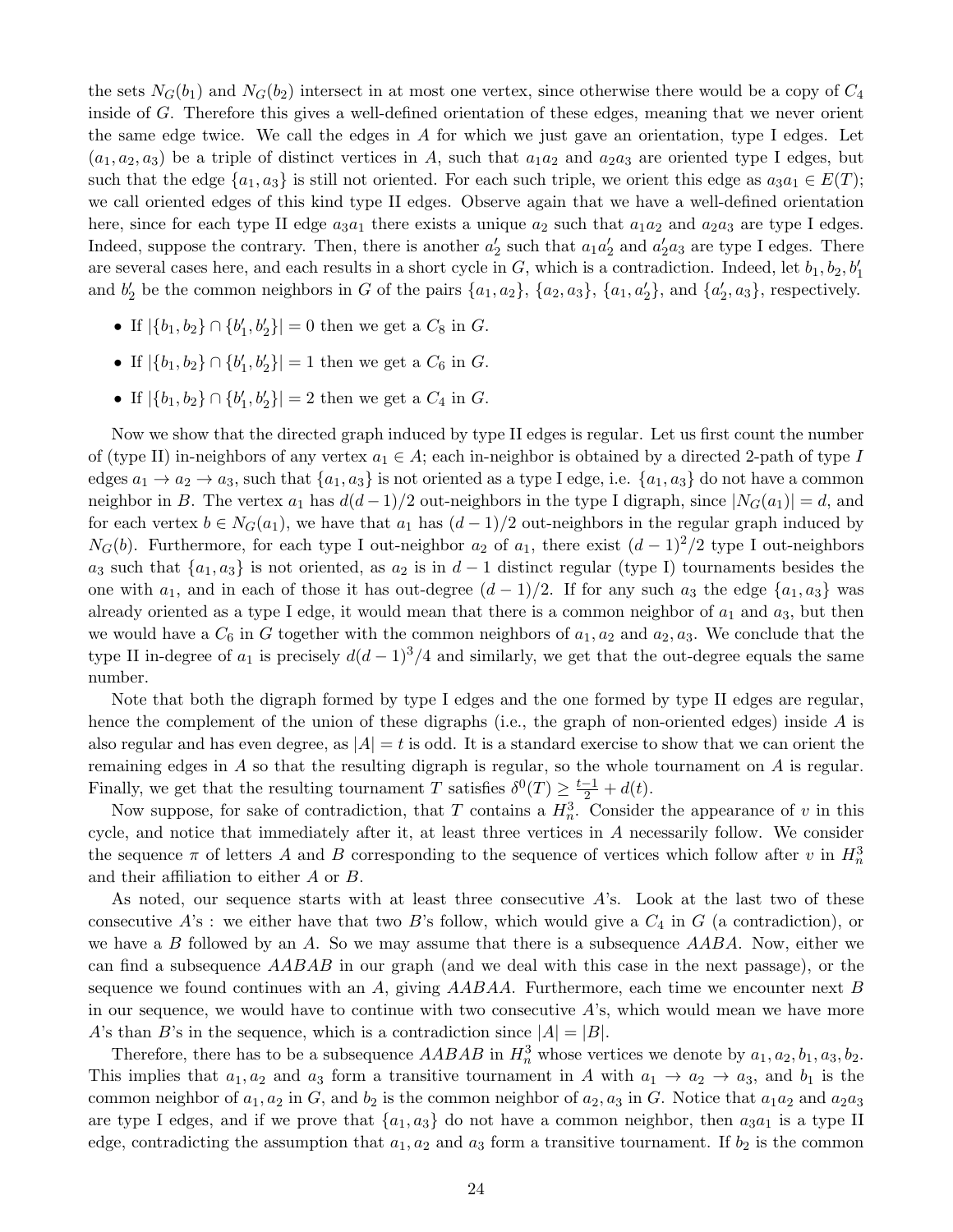the sets $N_G(b_1)$ and $N_G(b_2)$ intersect in at most one vertex, since otherwise there would be a copy of $C_4$ inside of $G$. Therefore this gives a well-defined orientation of these edges, meaning that we never orient the same edge twice. We call the edges in $A$ for which we just gave an orientation, type I edges. Let $(a_1, a_2, a_3)$ be a triple of distinct vertices in $A$, such that $a_1a_2$ and $a_2a_3$ are oriented type I edges, but such that the edge $\{a_1, a_3\}$ is still not oriented. For each such triple, we orient this edge as $a_3a_1 \in E(T)$; we call oriented edges of this kind type II edges. Observe again that we have a well-defined orientation here, since for each type II edge $a_3a_1$ there exists a unique $a_2$ such that $a_1a_2$ and $a_2a_3$ are type I edges. Indeed, suppose the contrary. Then, there is another $a_2'$ such that $a_1a_2'$ and $a_2'a_3$ are type I edges. There are several cases here, and each results in a short cycle in $G$, which is a contradiction. Indeed, let $b_1, b_2, b_1'$ and $b_2'$ be the common neighbors in $G$ of the pairs $\{a_1, a_2\}$, $\{a_2, a_3\}$, $\{a_1, a_2'\}$, and $\{a_2', a_3\}$, respectively.

- If $|\{b_1, b_2\} \cap \{b_1', b_2'\}| = 0$ then we get a $C_8$ in $G$.
- If $|\{b_1, b_2\} \cap \{b_1', b_2'\}| = 1$ then we get a $C_6$ in $G$.
- If $|\{b_1, b_2\} \cap \{b_1', b_2'\}| = 2$ then we get a $C_4$ in $G$.

Now we show that the directed graph induced by type II edges is regular. Let us first count the number of (type II) in-neighbors of any vertex $a_1 \in A$; each in-neighbor is obtained by a directed 2-path of type $I$ edges $a_1 \to a_2 \to a_3$, such that $\{a_1, a_3\}$ is not oriented as a type I edge, i.e. $\{a_1, a_3\}$ do not have a common neighbor in $B$. The vertex $a_1$ has $d(d-1)/2$ out-neighbors in the type I digraph, since $|N_G(a_1)| = d$, and for each vertex $b \in N_G(a_1)$, we have that $a_1$ has $(d-1)/2$ out-neighbors in the regular graph induced by $N_G(b)$. Furthermore, for each type I out-neighbor $a_2$ of $a_1$, there exist $(d-1)^2/2$ type I out-neighbors $a_3$ such that $\{a_1, a_3\}$ is not oriented, as $a_2$ is in $d-1$ distinct regular (type I) tournaments besides the one with $a_1$, and in each of those it has out-degree $(d-1)/2$. If for any such $a_3$ the edge $\{a_1, a_3\}$ was already oriented as a type I edge, it would mean that there is a common neighbor of $a_1$ and $a_3$, but then we would have a $C_6$ in $G$ together with the common neighbors of $a_1, a_2$ and $a_2, a_3$. We conclude that the type II in-degree of $a_1$ is precisely $d(d-1)^3/4$ and similarly, we get that the out-degree equals the same number.

Note that both the digraph formed by type I edges and the one formed by type II edges are regular, hence the complement of the union of these digraphs (i.e., the graph of non-oriented edges) inside $A$ is also regular and has even degree, as $|A| = t$ is odd. It is a standard exercise to show that we can orient the remaining edges in $A$ so that the resulting digraph is regular, so the whole tournament on $A$ is regular. Finally, we get that the resulting tournament $T$ satisfies $\delta^0(T) \geq \frac{t-1}{2} + d(t)$.

Now suppose, for sake of contradiction, that $T$ contains a $H_n^3$. Consider the appearance of $v$ in this cycle, and notice that immediately after it, at least three vertices in $A$ necessarily follow. We consider the sequence $\pi$ of letters $A$ and $B$ corresponding to the sequence of vertices which follow after $v$ in $H_n^3$ and their affiliation to either $A$ or $B$.

As noted, our sequence starts with at least three consecutive $A$'s. Look at the last two of these consecutive $A$'s : we either have that two $B$'s follow, which would give a $C_4$ in $G$ (a contradiction), or we have a $B$ followed by an $A$. So we may assume that there is a subsequence $AABA$. Now, either we can find a subsequence $AABAB$ in our graph (and we deal with this case in the next passage), or the sequence we found continues with an $A$, giving $AABAA$. Furthermore, each time we encounter next $B$ in our sequence, we would have to continue with two consecutive $A$'s, which would mean we have more $A$'s than $B$'s in the sequence, which is a contradiction since $|A| = |B|$.

Therefore, there has to be a subsequence $AABAB$ in $H_n^3$ whose vertices we denote by $a_1, a_2, b_1, a_3, b_2$. This implies that $a_1, a_2$ and $a_3$ form a transitive tournament in $A$ with $a_1 \to a_2 \to a_3$, and $b_1$ is the common neighbor of $a_1, a_2$ in $G$, and $b_2$ is the common neighbor of $a_2, a_3$ in $G$. Notice that $a_1a_2$ and $a_2a_3$ are type I edges, and if we prove that $\{a_1, a_3\}$ do not have a common neighbor, then $a_3a_1$ is a type II edge, contradicting the assumption that $a_1, a_2$ and $a_3$ form a transitive tournament. If $b_2$ is the common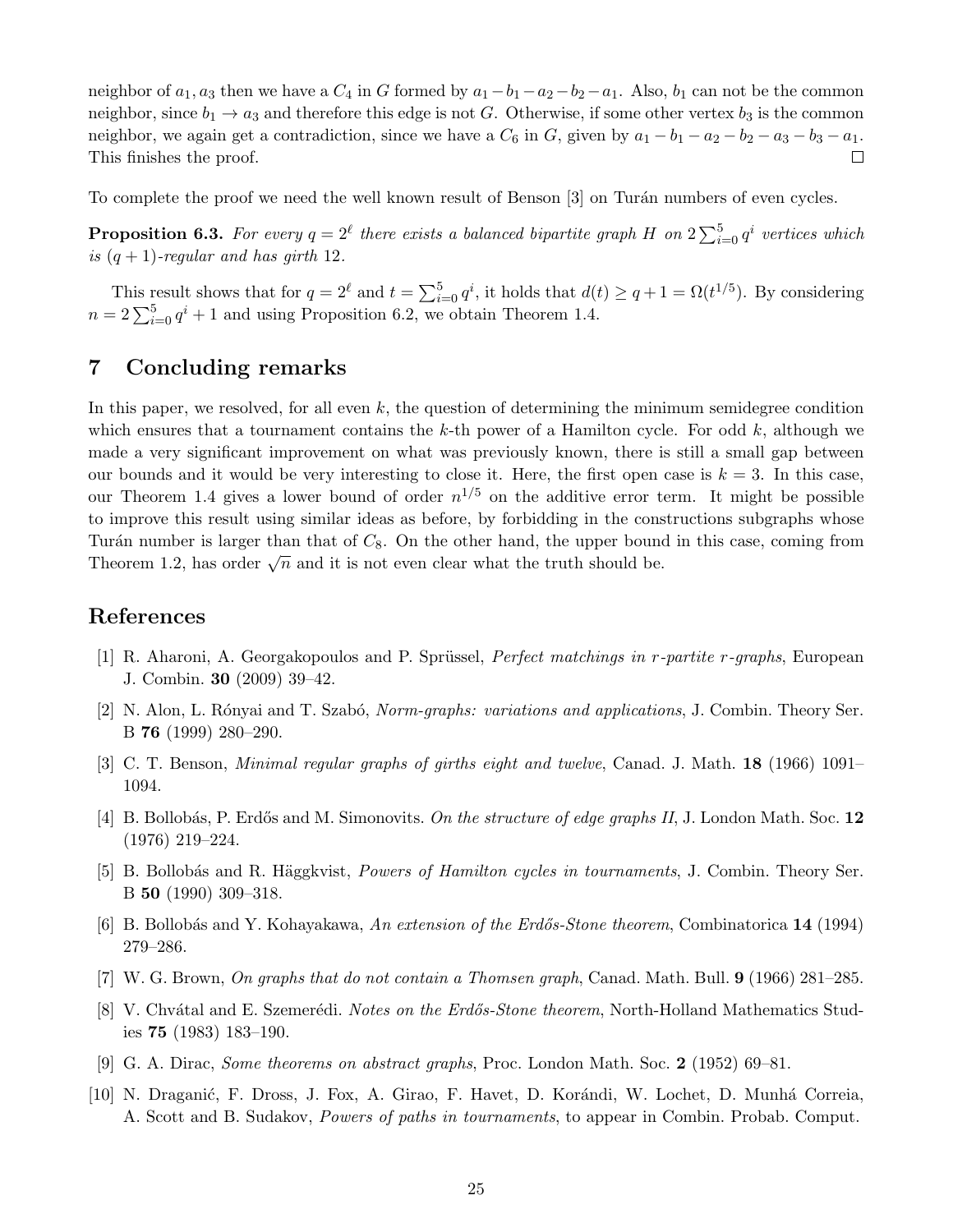neighbor of $a_1, a_3$ then we have a $C_4$ in $G$ formed by $a_1 - b_1 - a_2 - b_2 - a_1$. Also, $b_1$ can not be the common neighbor, since $b_1 \to a_3$ and therefore this edge is not $G$. Otherwise, if some other vertex $b_3$ is the common neighbor, we again get a contradiction, since we have a $C_6$ in $G$, given by $a_1 - b_1 - a_2 - b_2 - a_3 - b_3 - a_1$. This finishes the proof. □

To complete the proof we need the well known result of Benson [3] on Turán numbers of even cycles.

**Proposition 6.3.** *For every $q = 2^\ell$ there exists a balanced bipartite graph $H$ on $2\sum_{i=0}^{5} q^i$ vertices which is $(q+1)$-regular and has girth 12.*

This result shows that for $q = 2^\ell$ and $t = \sum_{i=0}^{5} q^i$, it holds that $d(t) \geq q + 1 = \Omega(t^{1/5})$. By considering $n = 2\sum_{i=0}^{5} q^i + 1$ and using Proposition 6.2, we obtain Theorem 1.4.

# 7 Concluding remarks

In this paper, we resolved, for all even $k$, the question of determining the minimum semidegree condition which ensures that a tournament contains the $k$-th power of a Hamilton cycle. For odd $k$, although we made a very significant improvement on what was previously known, there is still a small gap between our bounds and it would be very interesting to close it. Here, the first open case is $k = 3$. In this case, our Theorem 1.4 gives a lower bound of order $n^{1/5}$ on the additive error term. It might be possible to improve this result using similar ideas as before, by forbidding in the constructions subgraphs whose Turán number is larger than that of $C_8$. On the other hand, the upper bound in this case, coming from Theorem 1.2, has order $\sqrt{n}$ and it is not even clear what the truth should be.

# References

[1] R. Aharoni, A. Georgakopoulos and P. Sprüssel, *Perfect matchings in r-partite r-graphs*, European J. Combin. **30** (2009) 39–42.

[2] N. Alon, L. Rónyai and T. Szabó, *Norm-graphs: variations and applications*, J. Combin. Theory Ser. B **76** (1999) 280–290.

[3] C. T. Benson, *Minimal regular graphs of girths eight and twelve*, Canad. J. Math. **18** (1966) 1091–1094.

[4] B. Bollobás, P. Erdős and M. Simonovits. *On the structure of edge graphs II*, J. London Math. Soc. **12** (1976) 219–224.

[5] B. Bollobás and R. Häggkvist, *Powers of Hamilton cycles in tournaments*, J. Combin. Theory Ser. B **50** (1990) 309–318.

[6] B. Bollobás and Y. Kohayakawa, *An extension of the Erdős-Stone theorem*, Combinatorica **14** (1994) 279–286.

[7] W. G. Brown, *On graphs that do not contain a Thomsen graph*, Canad. Math. Bull. **9** (1966) 281–285.

[8] V. Chvátal and E. Szemerédi. *Notes on the Erdős-Stone theorem*, North-Holland Mathematics Studies **75** (1983) 183–190.

[9] G. A. Dirac, *Some theorems on abstract graphs*, Proc. London Math. Soc. **2** (1952) 69–81.

[10] N. Draganić, F. Dross, J. Fox, A. Girao, F. Havet, D. Korándi, W. Lochet, D. Munhá Correia, A. Scott and B. Sudakov, *Powers of paths in tournaments*, to appear in Combin. Probab. Comput.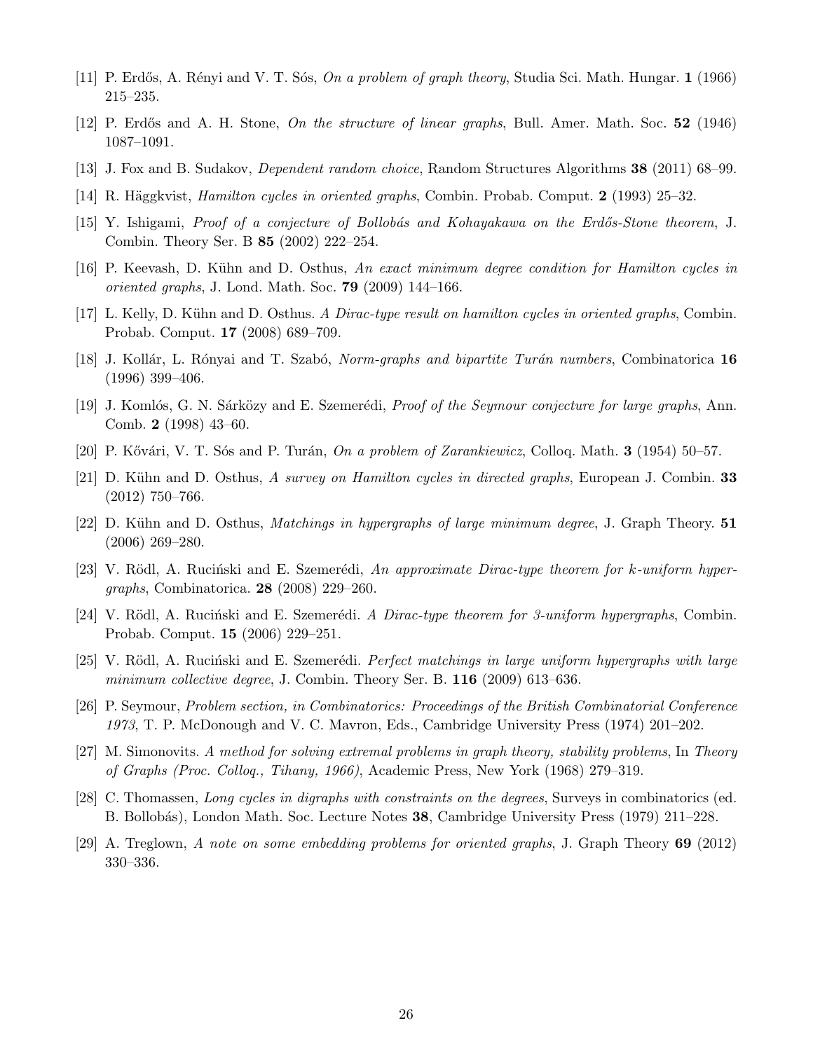[11] P. Erdős, A. Rényi and V. T. Sós, *On a problem of graph theory*, Studia Sci. Math. Hungar. **1** (1966) 215–235.

[12] P. Erdős and A. H. Stone, *On the structure of linear graphs*, Bull. Amer. Math. Soc. **52** (1946) 1087–1091.

[13] J. Fox and B. Sudakov, *Dependent random choice*, Random Structures Algorithms **38** (2011) 68–99.

[14] R. Häggkvist, *Hamilton cycles in oriented graphs*, Combin. Probab. Comput. **2** (1993) 25–32.

[15] Y. Ishigami, *Proof of a conjecture of Bollobás and Kohayakawa on the Erdős-Stone theorem*, J. Combin. Theory Ser. B **85** (2002) 222–254.

[16] P. Keevash, D. Kühn and D. Osthus, *An exact minimum degree condition for Hamilton cycles in oriented graphs*, J. Lond. Math. Soc. **79** (2009) 144–166.

[17] L. Kelly, D. Kühn and D. Osthus. *A Dirac-type result on hamilton cycles in oriented graphs*, Combin. Probab. Comput. **17** (2008) 689–709.

[18] J. Kollár, L. Rónyai and T. Szabó, *Norm-graphs and bipartite Turán numbers*, Combinatorica **16** (1996) 399–406.

[19] J. Komlós, G. N. Sárközy and E. Szemerédi, *Proof of the Seymour conjecture for large graphs*, Ann. Comb. **2** (1998) 43–60.

[20] P. Kővári, V. T. Sós and P. Turán, *On a problem of Zarankiewicz*, Colloq. Math. **3** (1954) 50–57.

[21] D. Kühn and D. Osthus, *A survey on Hamilton cycles in directed graphs*, European J. Combin. **33** (2012) 750–766.

[22] D. Kühn and D. Osthus, *Matchings in hypergraphs of large minimum degree*, J. Graph Theory. **51** (2006) 269–280.

[23] V. Rödl, A. Ruciński and E. Szemerédi, *An approximate Dirac-type theorem for k-uniform hypergraphs*, Combinatorica. **28** (2008) 229–260.

[24] V. Rödl, A. Ruciński and E. Szemerédi. *A Dirac-type theorem for 3-uniform hypergraphs*, Combin. Probab. Comput. **15** (2006) 229–251.

[25] V. Rödl, A. Ruciński and E. Szemerédi. *Perfect matchings in large uniform hypergraphs with large minimum collective degree*, J. Combin. Theory Ser. B. **116** (2009) 613–636.

[26] P. Seymour, *Problem section, in Combinatorics: Proceedings of the British Combinatorial Conference 1973*, T. P. McDonough and V. C. Mavron, Eds., Cambridge University Press (1974) 201–202.

[27] M. Simonovits. *A method for solving extremal problems in graph theory, stability problems*, In *Theory of Graphs (Proc. Colloq., Tihany, 1966)*, Academic Press, New York (1968) 279–319.

[28] C. Thomassen, *Long cycles in digraphs with constraints on the degrees*, Surveys in combinatorics (ed. B. Bollobás), London Math. Soc. Lecture Notes **38**, Cambridge University Press (1979) 211–228.

[29] A. Treglown, *A note on some embedding problems for oriented graphs*, J. Graph Theory **69** (2012) 330–336.